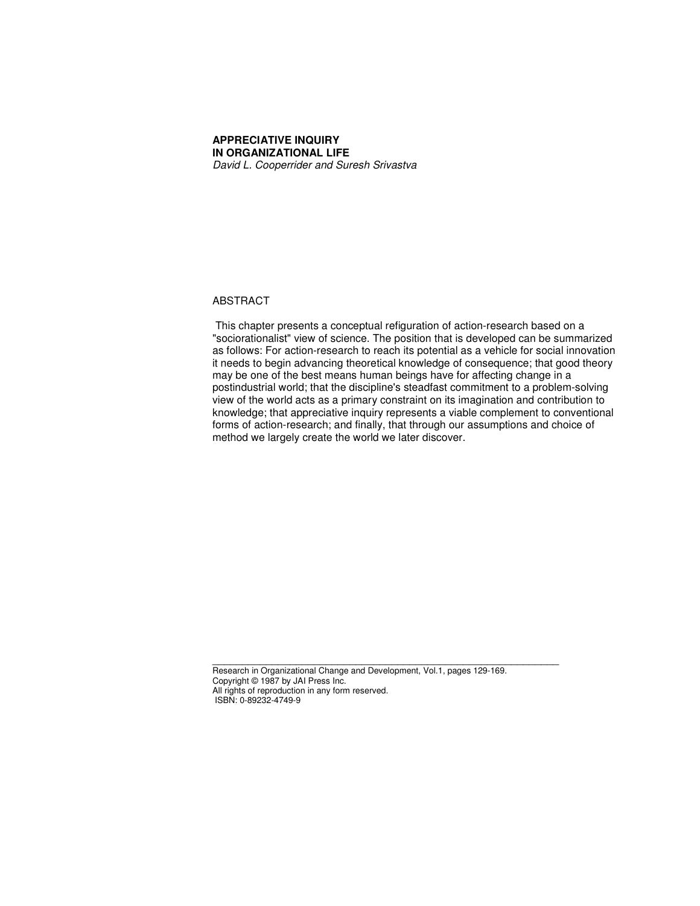# APPRECIATIVE INQUIRY IN ORGANIZATIONAL LIFE

*David L. Cooperrider and Suresh Srivastva*

## ABSTRACT

This chapter presents a conceptual refiguration of action-research based on a "sociorationalist" view of science. The position that is developed can be summarized as follows: For action-research to reach its potential as a vehicle for social innovation it needs to begin advancing theoretical knowledge of consequence; that good theory may be one of the best means human beings have for affecting change in a postindustrial world; that the discipline's steadfast commitment to a problem-solving view of the world acts as a primary constraint on its imagination and contribution to knowledge; that appreciative inquiry represents a viable complement to conventional forms of action-research; and finally, that through our assumptions and choice of method we largely create the world we later discover.

---

Research in Organizational Change and Development, Vol.1, pages 129-169.
Copyright © 1987 by JAI Press Inc.
All rights of reproduction in any form reserved.
ISBN: 0-89232-4749-9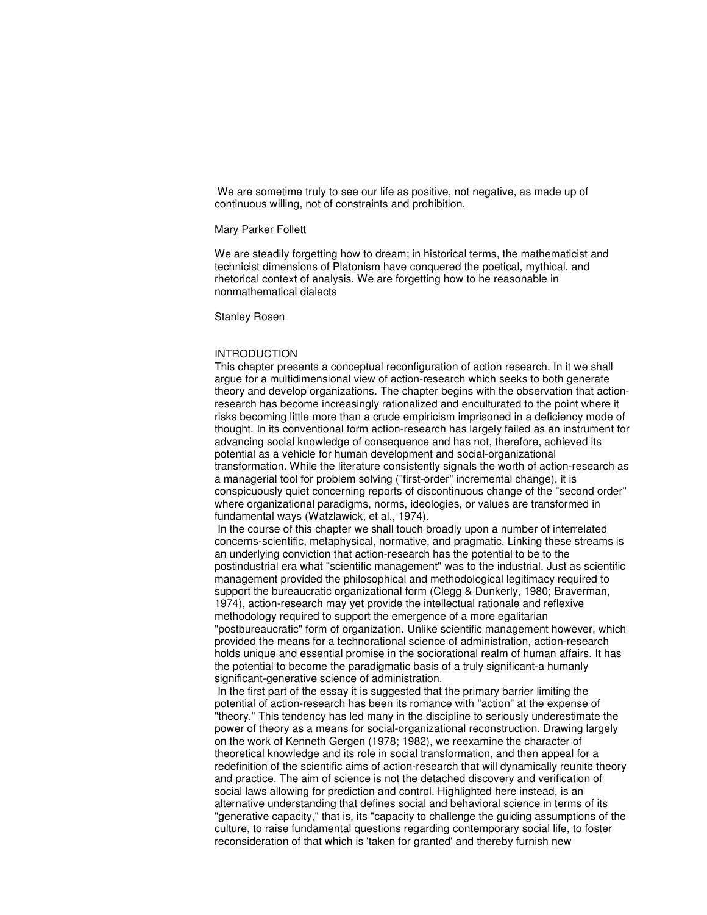We are sometime truly to see our life as positive, not negative, as made up of continuous willing, not of constraints and prohibition.

Mary Parker Follett

We are steadily forgetting how to dream; in historical terms, the mathematicist and technicist dimensions of Platonism have conquered the poetical, mythical. and rhetorical context of analysis. We are forgetting how to he reasonable in nonmathematical dialects

Stanley Rosen

## INTRODUCTION

This chapter presents a conceptual reconfiguration of action research. In it we shall argue for a multidimensional view of action-research which seeks to both generate theory and develop organizations. The chapter begins with the observation that action-research has become increasingly rationalized and enculturated to the point where it risks becoming little more than a crude empiricism imprisoned in a deficiency mode of thought. In its conventional form action-research has largely failed as an instrument for advancing social knowledge of consequence and has not, therefore, achieved its potential as a vehicle for human development and social-organizational transformation. While the literature consistently signals the worth of action-research as a managerial tool for problem solving ("first-order" incremental change), it is conspicuously quiet concerning reports of discontinuous change of the "second order" where organizational paradigms, norms, ideologies, or values are transformed in fundamental ways (Watzlawick, et al., 1974).

In the course of this chapter we shall touch broadly upon a number of interrelated concerns-scientific, metaphysical, normative, and pragmatic. Linking these streams is an underlying conviction that action-research has the potential to be to the postindustrial era what "scientific management" was to the industrial. Just as scientific management provided the philosophical and methodological legitimacy required to support the bureaucratic organizational form (Clegg & Dunkerly, 1980; Braverman, 1974), action-research may yet provide the intellectual rationale and reflexive methodology required to support the emergence of a more egalitarian "postbureaucratic" form of organization. Unlike scientific management however, which provided the means for a technorational science of administration, action-research holds unique and essential promise in the sociorational realm of human affairs. It has the potential to become the paradigmatic basis of a truly significant-a humanly significant-generative science of administration.

In the first part of the essay it is suggested that the primary barrier limiting the potential of action-research has been its romance with "action" at the expense of "theory." This tendency has led many in the discipline to seriously underestimate the power of theory as a means for social-organizational reconstruction. Drawing largely on the work of Kenneth Gergen (1978; 1982), we reexamine the character of theoretical knowledge and its role in social transformation, and then appeal for a redefinition of the scientific aims of action-research that will dynamically reunite theory and practice. The aim of science is not the detached discovery and verification of social laws allowing for prediction and control. Highlighted here instead, is an alternative understanding that defines social and behavioral science in terms of its "generative capacity," that is, its "capacity to challenge the guiding assumptions of the culture, to raise fundamental questions regarding contemporary social life, to foster reconsideration of that which is 'taken for granted' and thereby furnish new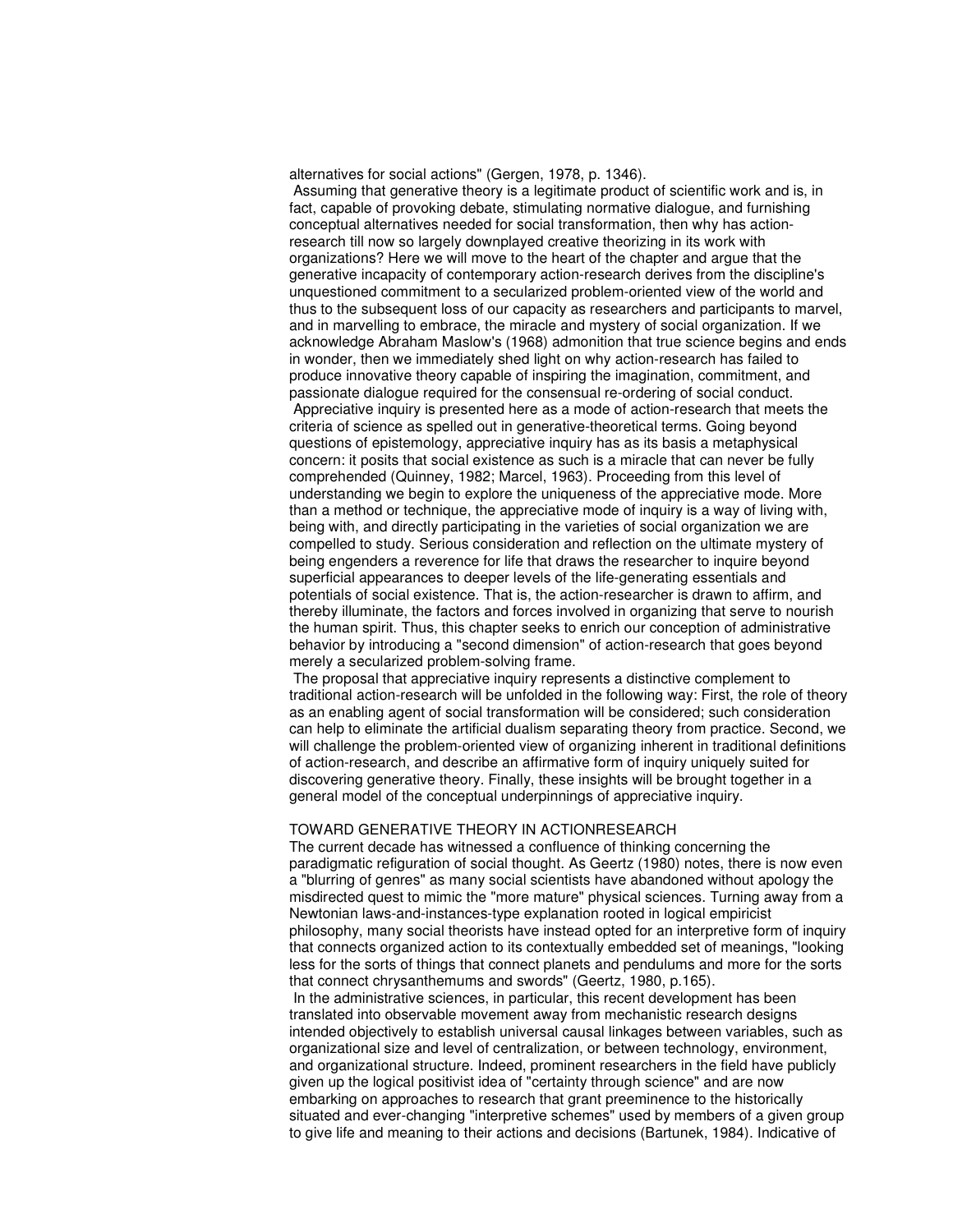alternatives for social actions" (Gergen, 1978, p. 1346).

Assuming that generative theory is a legitimate product of scientific work and is, in fact, capable of provoking debate, stimulating normative dialogue, and furnishing conceptual alternatives needed for social transformation, then why has action-research till now so largely downplayed creative theorizing in its work with organizations? Here we will move to the heart of the chapter and argue that the generative incapacity of contemporary action-research derives from the discipline's unquestioned commitment to a secularized problem-oriented view of the world and thus to the subsequent loss of our capacity as researchers and participants to marvel, and in marvelling to embrace, the miracle and mystery of social organization. If we acknowledge Abraham Maslow's (1968) admonition that true science begins and ends in wonder, then we immediately shed light on why action-research has failed to produce innovative theory capable of inspiring the imagination, commitment, and passionate dialogue required for the consensual re-ordering of social conduct.

Appreciative inquiry is presented here as a mode of action-research that meets the criteria of science as spelled out in generative-theoretical terms. Going beyond questions of epistemology, appreciative inquiry has as its basis a metaphysical concern: it posits that social existence as such is a miracle that can never be fully comprehended (Quinney, 1982; Marcel, 1963). Proceeding from this level of understanding we begin to explore the uniqueness of the appreciative mode. More than a method or technique, the appreciative mode of inquiry is a way of living with, being with, and directly participating in the varieties of social organization we are compelled to study. Serious consideration and reflection on the ultimate mystery of being engenders a reverence for life that draws the researcher to inquire beyond superficial appearances to deeper levels of the life-generating essentials and potentials of social existence. That is, the action-researcher is drawn to affirm, and thereby illuminate, the factors and forces involved in organizing that serve to nourish the human spirit. Thus, this chapter seeks to enrich our conception of administrative behavior by introducing a "second dimension" of action-research that goes beyond merely a secularized problem-solving frame.

The proposal that appreciative inquiry represents a distinctive complement to traditional action-research will be unfolded in the following way: First, the role of theory as an enabling agent of social transformation will be considered; such consideration can help to eliminate the artificial dualism separating theory from practice. Second, we will challenge the problem-oriented view of organizing inherent in traditional definitions of action-research, and describe an affirmative form of inquiry uniquely suited for discovering generative theory. Finally, these insights will be brought together in a general model of the conceptual underpinnings of appreciative inquiry.

## TOWARD GENERATIVE THEORY IN ACTIONRESEARCH

The current decade has witnessed a confluence of thinking concerning the paradigmatic refiguration of social thought. As Geertz (1980) notes, there is now even a "blurring of genres" as many social scientists have abandoned without apology the misdirected quest to mimic the "more mature" physical sciences. Turning away from a Newtonian laws-and-instances-type explanation rooted in logical empiricist philosophy, many social theorists have instead opted for an interpretive form of inquiry that connects organized action to its contextually embedded set of meanings, "looking less for the sorts of things that connect planets and pendulums and more for the sorts that connect chrysanthemums and swords" (Geertz, 1980, p.165).

In the administrative sciences, in particular, this recent development has been translated into observable movement away from mechanistic research designs intended objectively to establish universal causal linkages between variables, such as organizational size and level of centralization, or between technology, environment, and organizational structure. Indeed, prominent researchers in the field have publicly given up the logical positivist idea of "certainty through science" and are now embarking on approaches to research that grant preeminence to the historically situated and ever-changing "interpretive schemes" used by members of a given group to give life and meaning to their actions and decisions (Bartunek, 1984). Indicative of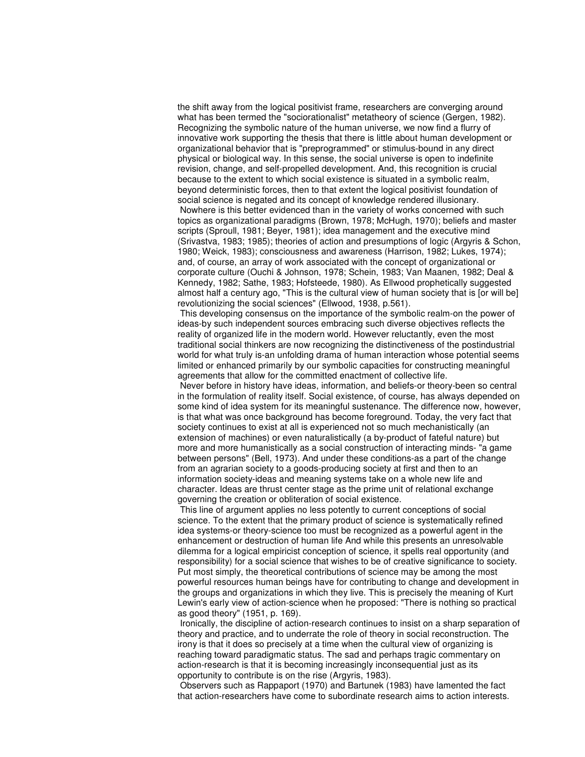the shift away from the logical positivist frame, researchers are converging around what has been termed the "sociorationalist" metatheory of science (Gergen, 1982). Recognizing the symbolic nature of the human universe, we now find a flurry of innovative work supporting the thesis that there is little about human development or organizational behavior that is "preprogrammed" or stimulus-bound in any direct physical or biological way. In this sense, the social universe is open to indefinite revision, change, and self-propelled development. And, this recognition is crucial because to the extent to which social existence is situated in a symbolic realm, beyond deterministic forces, then to that extent the logical positivist foundation of social science is negated and its concept of knowledge rendered illusionary.

Nowhere is this better evidenced than in the variety of works concerned with such topics as organizational paradigms (Brown, 1978; McHugh, 1970); beliefs and master scripts (Sproull, 1981; Beyer, 1981); idea management and the executive mind (Srivastva, 1983; 1985); theories of action and presumptions of logic (Argyris & Schon, 1980; Weick, 1983); consciousness and awareness (Harrison, 1982; Lukes, 1974); and, of course, an array of work associated with the concept of organizational or corporate culture (Ouchi & Johnson, 1978; Schein, 1983; Van Maanen, 1982; Deal & Kennedy, 1982; Sathe, 1983; Hofsteede, 1980). As Ellwood prophetically suggested almost half a century ago, "This is the cultural view of human society that is [or will be] revolutionizing the social sciences" (Ellwood, 1938, p.561).

This developing consensus on the importance of the symbolic realm-on the power of ideas-by such independent sources embracing such diverse objectives reflects the reality of organized life in the modern world. However reluctantly, even the most traditional social thinkers are now recognizing the distinctiveness of the postindustrial world for what truly is-an unfolding drama of human interaction whose potential seems limited or enhanced primarily by our symbolic capacities for constructing meaningful agreements that allow for the committed enactment of collective life.

Never before in history have ideas, information, and beliefs-or theory-been so central in the formulation of reality itself. Social existence, of course, has always depended on some kind of idea system for its meaningful sustenance. The difference now, however, is that what was once background has become foreground. Today, the very fact that society continues to exist at all is experienced not so much mechanistically (an extension of machines) or even naturalistically (a by-product of fateful nature) but more and more humanistically as a social construction of interacting minds- "a game between persons" (Bell, 1973). And under these conditions-as a part of the change from an agrarian society to a goods-producing society at first and then to an information society-ideas and meaning systems take on a whole new life and character. Ideas are thrust center stage as the prime unit of relational exchange governing the creation or obliteration of social existence.

This line of argument applies no less potently to current conceptions of social science. To the extent that the primary product of science is systematically refined idea systems-or theory-science too must be recognized as a powerful agent in the enhancement or destruction of human life And while this presents an unresolvable dilemma for a logical empiricist conception of science, it spells real opportunity (and responsibility) for a social science that wishes to be of creative significance to society. Put most simply, the theoretical contributions of science may be among the most powerful resources human beings have for contributing to change and development in the groups and organizations in which they live. This is precisely the meaning of Kurt Lewin's early view of action-science when he proposed: "There is nothing so practical as good theory" (1951, p. 169).

Ironically, the discipline of action-research continues to insist on a sharp separation of theory and practice, and to underrate the role of theory in social reconstruction. The irony is that it does so precisely at a time when the cultural view of organizing is reaching toward paradigmatic status. The sad and perhaps tragic commentary on action-research is that it is becoming increasingly inconsequential just as its opportunity to contribute is on the rise (Argyris, 1983).

Observers such as Rappaport (1970) and Bartunek (1983) have lamented the fact that action-researchers have come to subordinate research aims to action interests.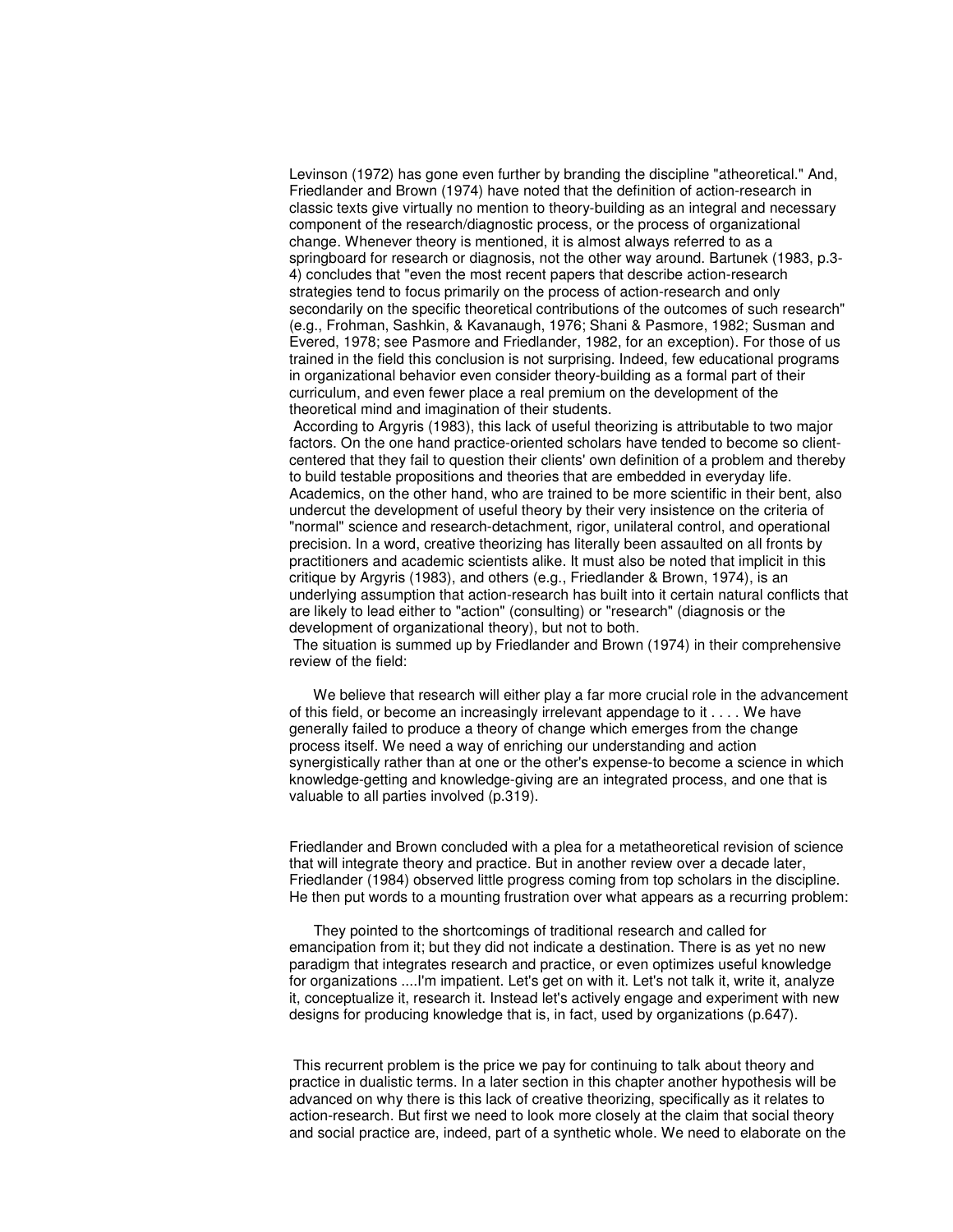Levinson (1972) has gone even further by branding the discipline "atheoretical." And, Friedlander and Brown (1974) have noted that the definition of action-research in classic texts give virtually no mention to theory-building as an integral and necessary component of the research/diagnostic process, or the process of organizational change. Whenever theory is mentioned, it is almost always referred to as a springboard for research or diagnosis, not the other way around. Bartunek (1983, p.3-4) concludes that "even the most recent papers that describe action-research strategies tend to focus primarily on the process of action-research and only secondarily on the specific theoretical contributions of the outcomes of such research" (e.g., Frohman, Sashkin, & Kavanaugh, 1976; Shani & Pasmore, 1982; Susman and Evered, 1978; see Pasmore and Friedlander, 1982, for an exception). For those of us trained in the field this conclusion is not surprising. Indeed, few educational programs in organizational behavior even consider theory-building as a formal part of their curriculum, and even fewer place a real premium on the development of the theoretical mind and imagination of their students.

According to Argyris (1983), this lack of useful theorizing is attributable to two major factors. On the one hand practice-oriented scholars have tended to become so client-centered that they fail to question their clients' own definition of a problem and thereby to build testable propositions and theories that are embedded in everyday life. Academics, on the other hand, who are trained to be more scientific in their bent, also undercut the development of useful theory by their very insistence on the criteria of "normal" science and research-detachment, rigor, unilateral control, and operational precision. In a word, creative theorizing has literally been assaulted on all fronts by practitioners and academic scientists alike. It must also be noted that implicit in this critique by Argyris (1983), and others (e.g., Friedlander & Brown, 1974), is an underlying assumption that action-research has built into it certain natural conflicts that are likely to lead either to "action" (consulting) or "research" (diagnosis or the development of organizational theory), but not to both.

The situation is summed up by Friedlander and Brown (1974) in their comprehensive review of the field:

> We believe that research will either play a far more crucial role in the advancement of this field, or become an increasingly irrelevant appendage to it . . . . We have generally failed to produce a theory of change which emerges from the change process itself. We need a way of enriching our understanding and action synergistically rather than at one or the other's expense-to become a science in which knowledge-getting and knowledge-giving are an integrated process, and one that is valuable to all parties involved (p.319).

Friedlander and Brown concluded with a plea for a metatheoretical revision of science that will integrate theory and practice. But in another review over a decade later, Friedlander (1984) observed little progress coming from top scholars in the discipline. He then put words to a mounting frustration over what appears as a recurring problem:

> They pointed to the shortcomings of traditional research and called for emancipation from it; but they did not indicate a destination. There is as yet no new paradigm that integrates research and practice, or even optimizes useful knowledge for organizations ....I'm impatient. Let's get on with it. Let's not talk it, write it, analyze it, conceptualize it, research it. Instead let's actively engage and experiment with new designs for producing knowledge that is, in fact, used by organizations (p.647).

This recurrent problem is the price we pay for continuing to talk about theory and practice in dualistic terms. In a later section in this chapter another hypothesis will be advanced on why there is this lack of creative theorizing, specifically as it relates to action-research. But first we need to look more closely at the claim that social theory and social practice are, indeed, part of a synthetic whole. We need to elaborate on the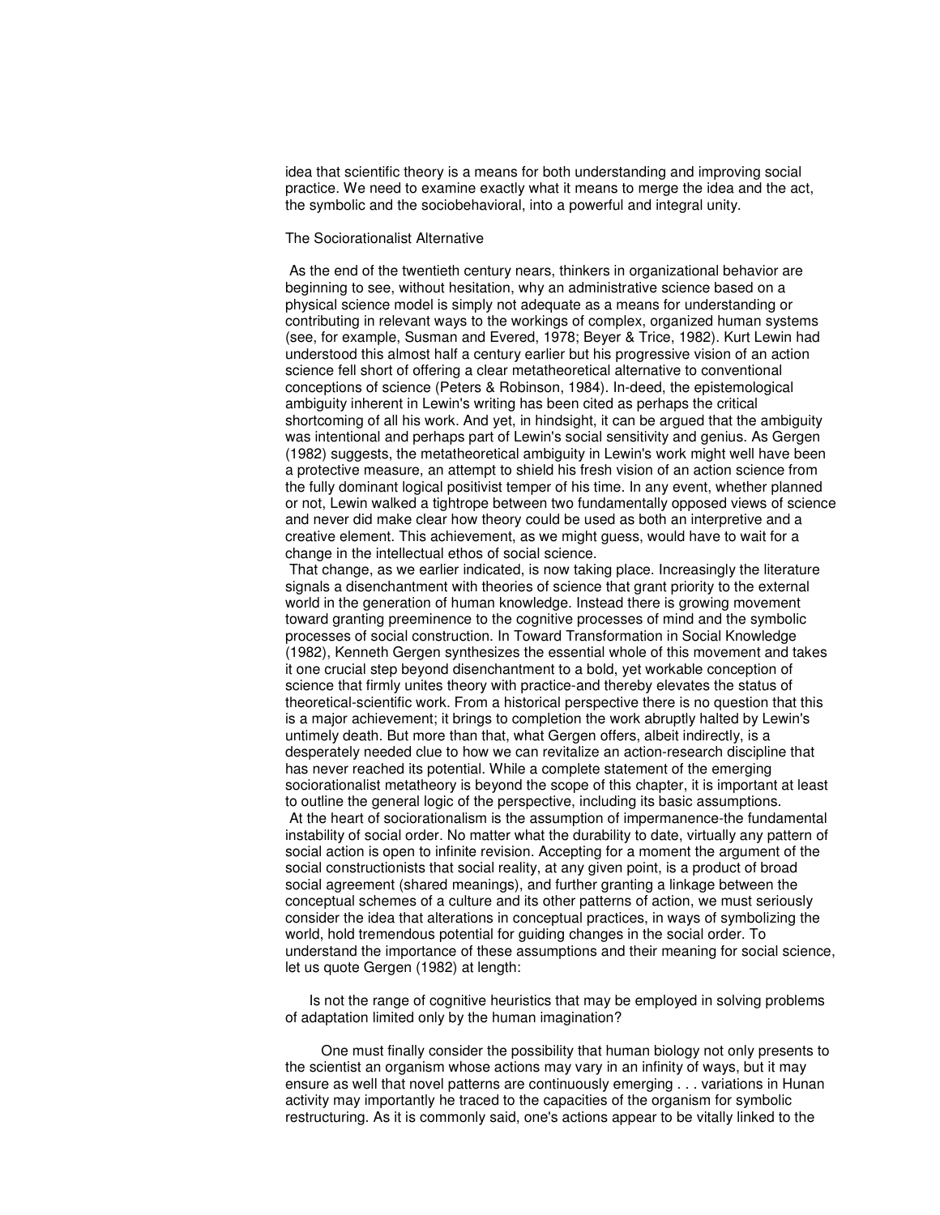idea that scientific theory is a means for both understanding and improving social practice. We need to examine exactly what it means to merge the idea and the act, the symbolic and the sociobehavioral, into a powerful and integral unity.

## The Sociorationalist Alternative

As the end of the twentieth century nears, thinkers in organizational behavior are beginning to see, without hesitation, why an administrative science based on a physical science model is simply not adequate as a means for understanding or contributing in relevant ways to the workings of complex, organized human systems (see, for example, Susman and Evered, 1978; Beyer & Trice, 1982). Kurt Lewin had understood this almost half a century earlier but his progressive vision of an action science fell short of offering a clear metatheoretical alternative to conventional conceptions of science (Peters & Robinson, 1984). In-deed, the epistemological ambiguity inherent in Lewin's writing has been cited as perhaps the critical shortcoming of all his work. And yet, in hindsight, it can be argued that the ambiguity was intentional and perhaps part of Lewin's social sensitivity and genius. As Gergen (1982) suggests, the metatheoretical ambiguity in Lewin's work might well have been a protective measure, an attempt to shield his fresh vision of an action science from the fully dominant logical positivist temper of his time. In any event, whether planned or not, Lewin walked a tightrope between two fundamentally opposed views of science and never did make clear how theory could be used as both an interpretive and a creative element. This achievement, as we might guess, would have to wait for a change in the intellectual ethos of social science.

That change, as we earlier indicated, is now taking place. Increasingly the literature signals a disenchantment with theories of science that grant priority to the external world in the generation of human knowledge. Instead there is growing movement toward granting preeminence to the cognitive processes of mind and the symbolic processes of social construction. In Toward Transformation in Social Knowledge (1982), Kenneth Gergen synthesizes the essential whole of this movement and takes it one crucial step beyond disenchantment to a bold, yet workable conception of science that firmly unites theory with practice-and thereby elevates the status of theoretical-scientific work. From a historical perspective there is no question that this is a major achievement; it brings to completion the work abruptly halted by Lewin's untimely death. But more than that, what Gergen offers, albeit indirectly, is a desperately needed clue to how we can revitalize an action-research discipline that has never reached its potential. While a complete statement of the emerging sociorationalist metatheory is beyond the scope of this chapter, it is important at least to outline the general logic of the perspective, including its basic assumptions.

At the heart of sociorationalism is the assumption of impermanence-the fundamental instability of social order. No matter what the durability to date, virtually any pattern of social action is open to infinite revision. Accepting for a moment the argument of the social constructionists that social reality, at any given point, is a product of broad social agreement (shared meanings), and further granting a linkage between the conceptual schemes of a culture and its other patterns of action, we must seriously consider the idea that alterations in conceptual practices, in ways of symbolizing the world, hold tremendous potential for guiding changes in the social order. To understand the importance of these assumptions and their meaning for social science, let us quote Gergen (1982) at length:

> Is not the range of cognitive heuristics that may be employed in solving problems of adaptation limited only by the human imagination?
>
> One must finally consider the possibility that human biology not only presents to the scientist an organism whose actions may vary in an infinity of ways, but it may ensure as well that novel patterns are continuously emerging . . . variations in Hunan activity may importantly he traced to the capacities of the organism for symbolic restructuring. As it is commonly said, one's actions appear to be vitally linked to the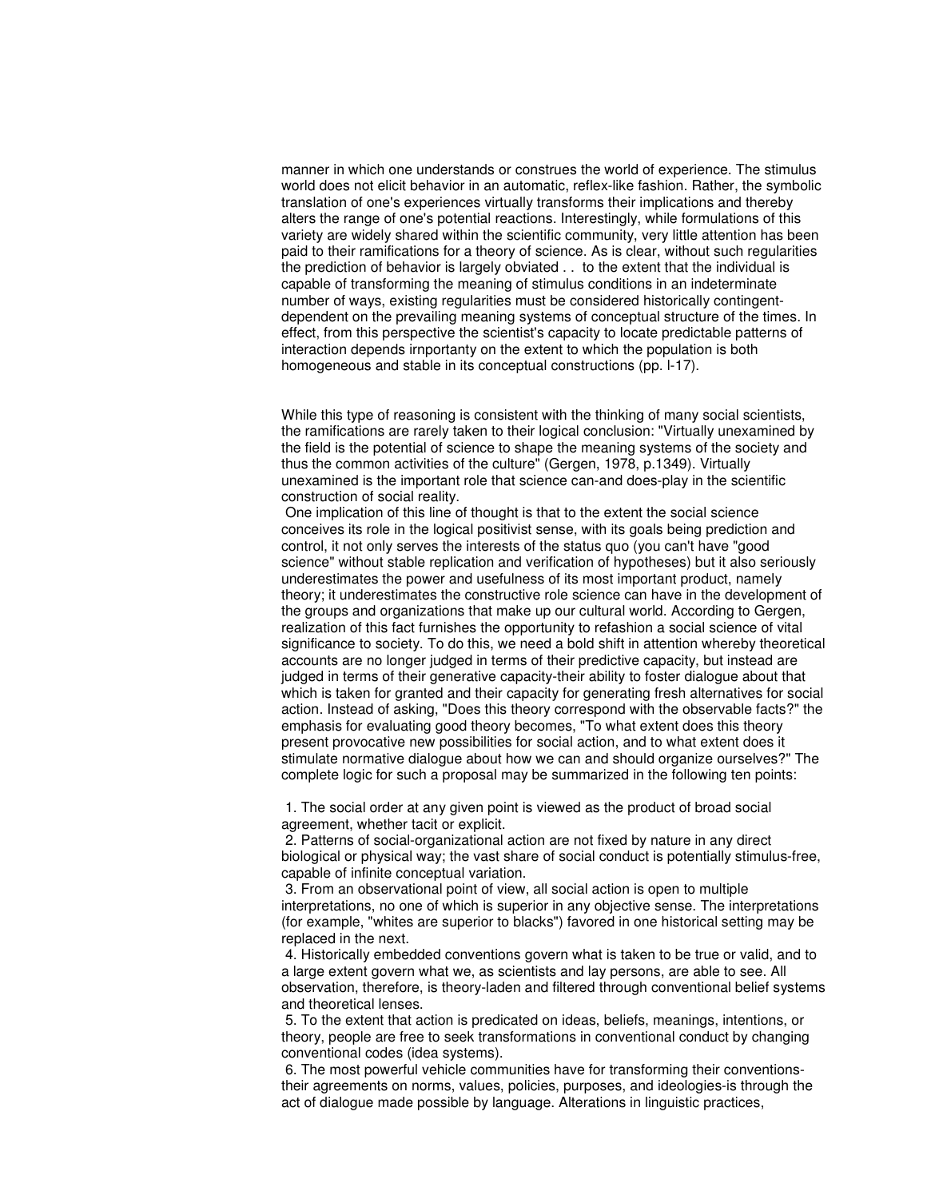manner in which one understands or construes the world of experience. The stimulus world does not elicit behavior in an automatic, reflex-like fashion. Rather, the symbolic translation of one's experiences virtually transforms their implications and thereby alters the range of one's potential reactions. Interestingly, while formulations of this variety are widely shared within the scientific community, very little attention has been paid to their ramifications for a theory of science. As is clear, without such regularities the prediction of behavior is largely obviated . . to the extent that the individual is capable of transforming the meaning of stimulus conditions in an indeterminate number of ways, existing regularities must be considered historically contingent-dependent on the prevailing meaning systems of conceptual structure of the times. In effect, from this perspective the scientist's capacity to locate predictable patterns of interaction depends irnportanty on the extent to which the population is both homogeneous and stable in its conceptual constructions (pp. l-17).

While this type of reasoning is consistent with the thinking of many social scientists, the ramifications are rarely taken to their logical conclusion: "Virtually unexamined by the field is the potential of science to shape the meaning systems of the society and thus the common activities of the culture" (Gergen, 1978, p.1349). Virtually unexamined is the important role that science can-and does-play in the scientific construction of social reality.

One implication of this line of thought is that to the extent the social science conceives its role in the logical positivist sense, with its goals being prediction and control, it not only serves the interests of the status quo (you can't have "good science" without stable replication and verification of hypotheses) but it also seriously underestimates the power and usefulness of its most important product, namely theory; it underestimates the constructive role science can have in the development of the groups and organizations that make up our cultural world. According to Gergen, realization of this fact furnishes the opportunity to refashion a social science of vital significance to society. To do this, we need a bold shift in attention whereby theoretical accounts are no longer judged in terms of their predictive capacity, but instead are judged in terms of their generative capacity-their ability to foster dialogue about that which is taken for granted and their capacity for generating fresh alternatives for social action. Instead of asking, "Does this theory correspond with the observable facts?" the emphasis for evaluating good theory becomes, "To what extent does this theory present provocative new possibilities for social action, and to what extent does it stimulate normative dialogue about how we can and should organize ourselves?" The complete logic for such a proposal may be summarized in the following ten points:

1. The social order at any given point is viewed as the product of broad social agreement, whether tacit or explicit.
2. Patterns of social-organizational action are not fixed by nature in any direct biological or physical way; the vast share of social conduct is potentially stimulus-free, capable of infinite conceptual variation.
3. From an observational point of view, all social action is open to multiple interpretations, no one of which is superior in any objective sense. The interpretations (for example, "whites are superior to blacks") favored in one historical setting may be replaced in the next.
4. Historically embedded conventions govern what is taken to be true or valid, and to a large extent govern what we, as scientists and lay persons, are able to see. All observation, therefore, is theory-laden and filtered through conventional belief systems and theoretical lenses.
5. To the extent that action is predicated on ideas, beliefs, meanings, intentions, or theory, people are free to seek transformations in conventional conduct by changing conventional codes (idea systems).
6. The most powerful vehicle communities have for transforming their conventions-their agreements on norms, values, policies, purposes, and ideologies-is through the act of dialogue made possible by language. Alterations in linguistic practices,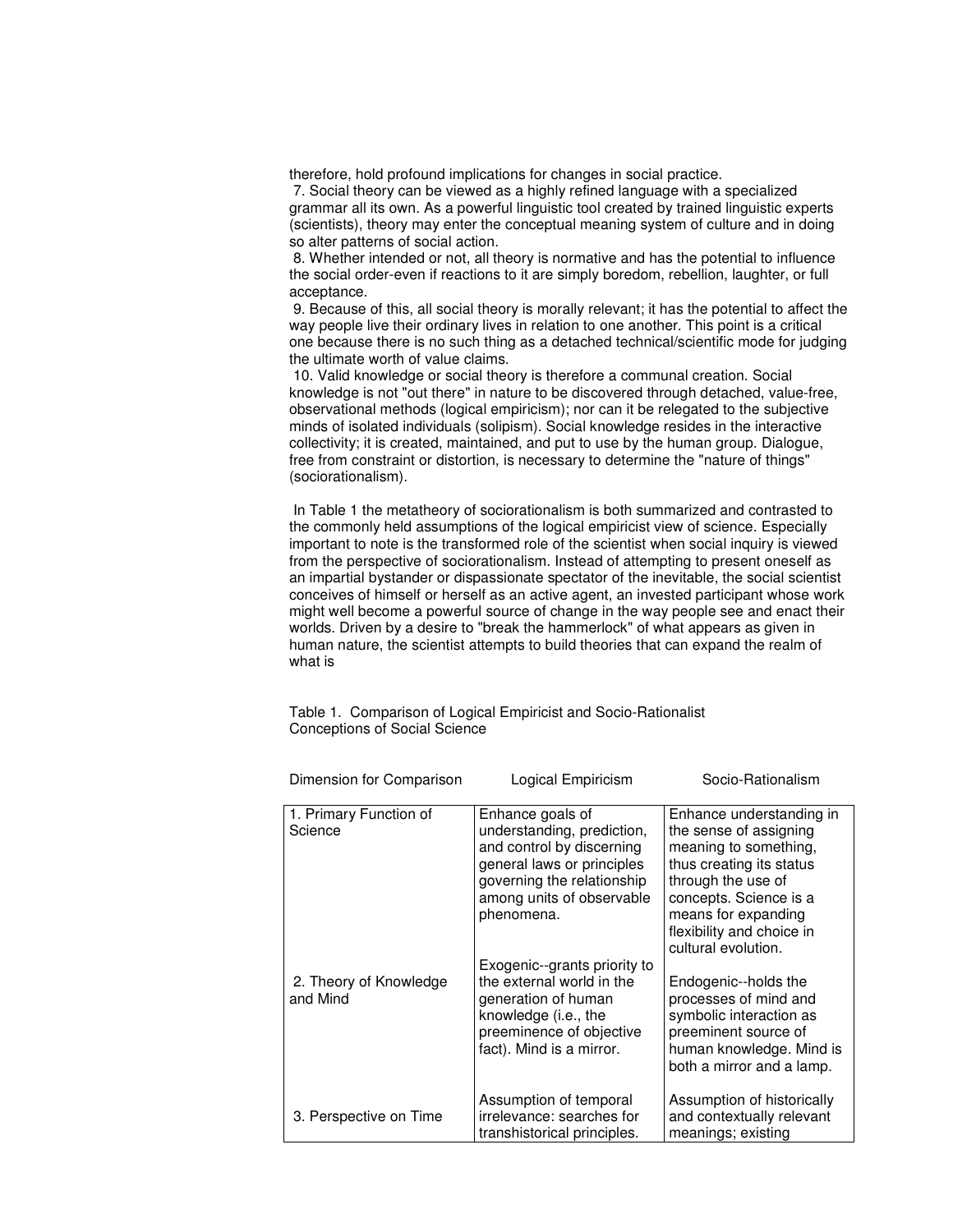therefore, hold profound implications for changes in social practice.

7. Social theory can be viewed as a highly refined language with a specialized grammar all its own. As a powerful linguistic tool created by trained linguistic experts (scientists), theory may enter the conceptual meaning system of culture and in doing so alter patterns of social action.

8. Whether intended or not, all theory is normative and has the potential to influence the social order-even if reactions to it are simply boredom, rebellion, laughter, or full acceptance.

9. Because of this, all social theory is morally relevant; it has the potential to affect the way people live their ordinary lives in relation to one another. This point is a critical one because there is no such thing as a detached technical/scientific mode for judging the ultimate worth of value claims.

10. Valid knowledge or social theory is therefore a communal creation. Social knowledge is not "out there" in nature to be discovered through detached, value-free, observational methods (logical empiricism); nor can it be relegated to the subjective minds of isolated individuals (solipism). Social knowledge resides in the interactive collectivity; it is created, maintained, and put to use by the human group. Dialogue, free from constraint or distortion, is necessary to determine the "nature of things" (sociorationalism).

In Table 1 the metatheory of sociorationalism is both summarized and contrasted to the commonly held assumptions of the logical empiricist view of science. Especially important to note is the transformed role of the scientist when social inquiry is viewed from the perspective of sociorationalism. Instead of attempting to present oneself as an impartial bystander or dispassionate spectator of the inevitable, the social scientist conceives of himself or herself as an active agent, an invested participant whose work might well become a powerful source of change in the way people see and enact their worlds. Driven by a desire to "break the hammerlock" of what appears as given in human nature, the scientist attempts to build theories that can expand the realm of what is

Table 1. Comparison of Logical Empiricist and Socio-Rationalist Conceptions of Social Science

| Dimension for Comparison | Logical Empiricism | Socio-Rationalism |
|---|---|---|
| 1. Primary Function of Science | Enhance goals of understanding, prediction, and control by discerning general laws or principles governing the relationship among units of observable phenomena. | Enhance understanding in the sense of assigning meaning to something, thus creating its status through the use of concepts. Science is a means for expanding flexibility and choice in cultural evolution. |
| 2. Theory of Knowledge and Mind | Exogenic--grants priority to the external world in the generation of human knowledge (i.e., the preeminence of objective fact). Mind is a mirror. | Endogenic--holds the processes of mind and symbolic interaction as preeminent source of human knowledge. Mind is both a mirror and a lamp. |
| 3. Perspective on Time | Assumption of temporal irrelevance: searches for transhistorical principles. | Assumption of historically and contextually relevant meanings; existing |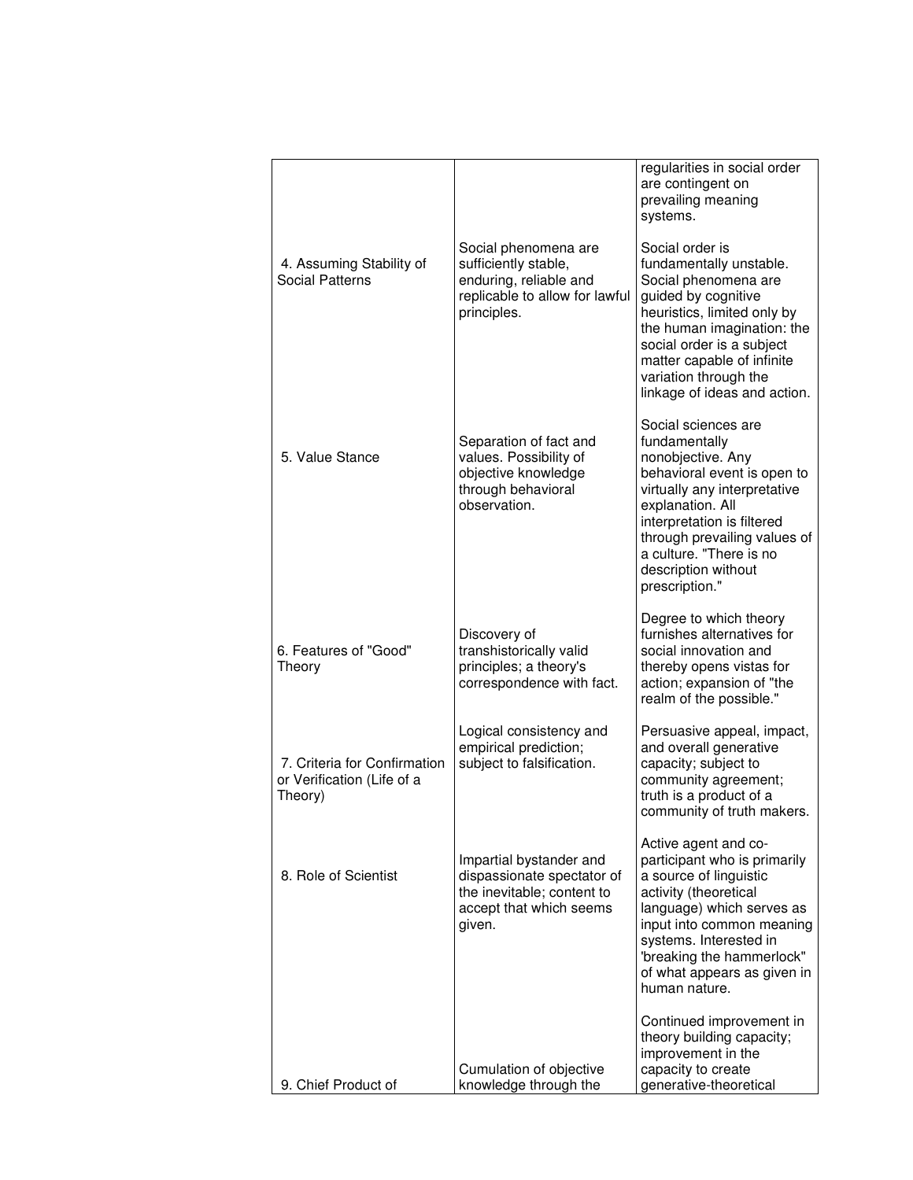| | | |
|---|---|---|
| | | regularities in social order are contingent on prevailing meaning systems. |
| 4. Assuming Stability of Social Patterns | Social phenomena are sufficiently stable, enduring, reliable and replicable to allow for lawful principles. | Social order is fundamentally unstable. Social phenomena are guided by cognitive heuristics, limited only by the human imagination: the social order is a subject matter capable of infinite variation through the linkage of ideas and action. |
| 5. Value Stance | Separation of fact and values. Possibility of objective knowledge through behavioral observation. | Social sciences are fundamentally nonobjective. Any behavioral event is open to virtually any interpretative explanation. All interpretation is filtered through prevailing values of a culture. "There is no description without prescription." |
| 6. Features of "Good" Theory | Discovery of transhistorically valid principles; a theory's correspondence with fact. | Degree to which theory furnishes alternatives for social innovation and thereby opens vistas for action; expansion of "the realm of the possible." |
| 7. Criteria for Confirmation or Verification (Life of a Theory) | Logical consistency and empirical prediction; subject to falsification. | Persuasive appeal, impact, and overall generative capacity; subject to community agreement; truth is a product of a community of truth makers. |
| 8. Role of Scientist | Impartial bystander and dispassionate spectator of the inevitable; content to accept that which seems given. | Active agent and co-participant who is primarily a source of linguistic activity (theoretical language) which serves as input into common meaning systems. Interested in 'breaking the hammerlock" of what appears as given in human nature. |
| 9. Chief Product of | Cumulation of objective knowledge through the | Continued improvement in theory building capacity; improvement in the capacity to create generative-theoretical |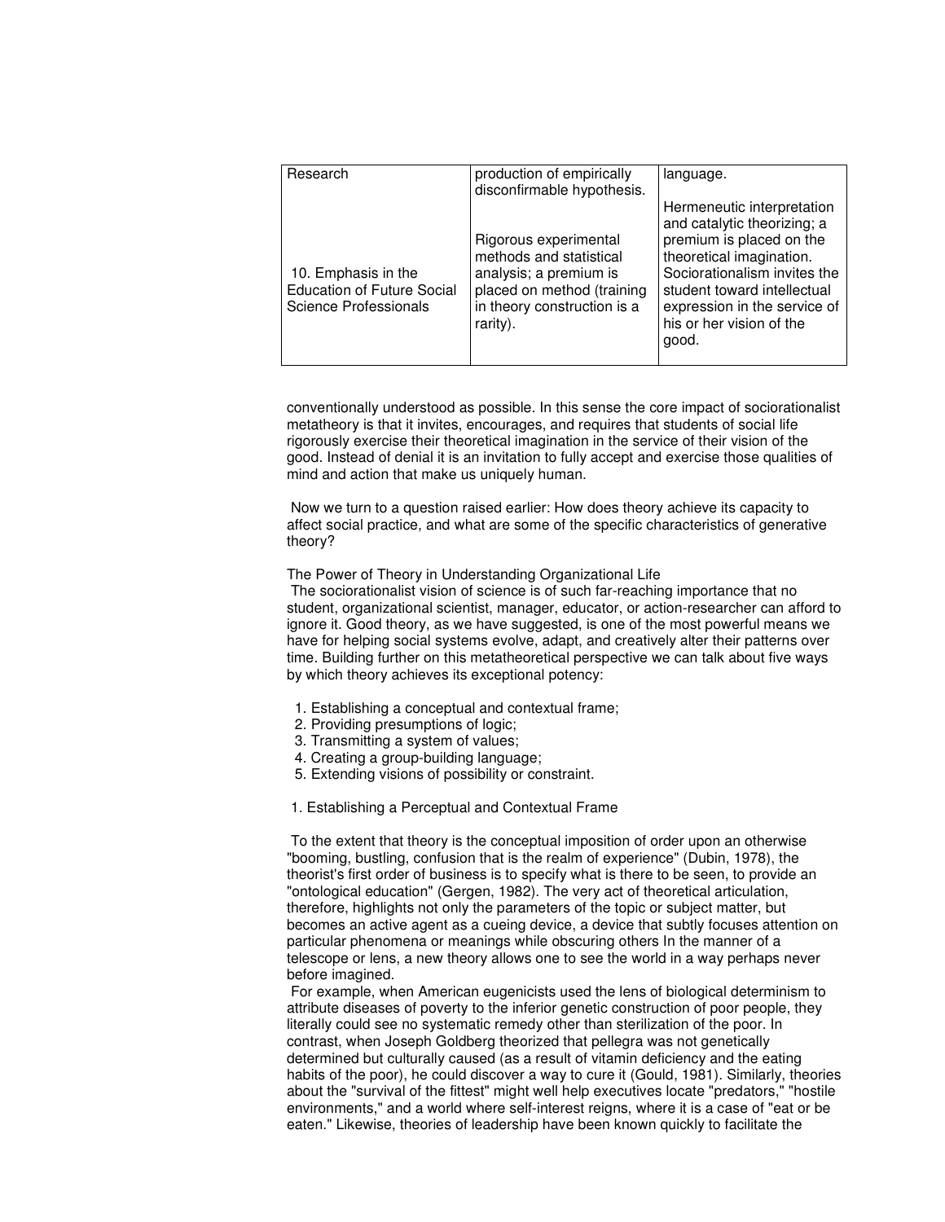| Research | production of empirically disconfirmable hypothesis. | language. |
|---|---|---|
| 10. Emphasis in the Education of Future Social Science Professionals | Rigorous experimental methods and statistical analysis; a premium is placed on method (training in theory construction is a rarity). | Hermeneutic interpretation and catalytic theorizing; a premium is placed on the theoretical imagination. Sociorationalism invites the student toward intellectual expression in the service of his or her vision of the good. |

conventionally understood as possible. In this sense the core impact of sociorationalist metatheory is that it invites, encourages, and requires that students of social life rigorously exercise their theoretical imagination in the service of their vision of the good. Instead of denial it is an invitation to fully accept and exercise those qualities of mind and action that make us uniquely human.

Now we turn to a question raised earlier: How does theory achieve its capacity to affect social practice, and what are some of the specific characteristics of generative theory?

The Power of Theory in Understanding Organizational Life

The sociorationalist vision of science is of such far-reaching importance that no student, organizational scientist, manager, educator, or action-researcher can afford to ignore it. Good theory, as we have suggested, is one of the most powerful means we have for helping social systems evolve, adapt, and creatively alter their patterns over time. Building further on this metatheoretical perspective we can talk about five ways by which theory achieves its exceptional potency:

1. Establishing a conceptual and contextual frame;
2. Providing presumptions of logic;
3. Transmitting a system of values;
4. Creating a group-building language;
5. Extending visions of possibility or constraint.

1. Establishing a Perceptual and Contextual Frame

To the extent that theory is the conceptual imposition of order upon an otherwise "booming, bustling, confusion that is the realm of experience" (Dubin, 1978), the theorist's first order of business is to specify what is there to be seen, to provide an "ontological education" (Gergen, 1982). The very act of theoretical articulation, therefore, highlights not only the parameters of the topic or subject matter, but becomes an active agent as a cueing device, a device that subtly focuses attention on particular phenomena or meanings while obscuring others In the manner of a telescope or lens, a new theory allows one to see the world in a way perhaps never before imagined.

For example, when American eugenicists used the lens of biological determinism to attribute diseases of poverty to the inferior genetic construction of poor people, they literally could see no systematic remedy other than sterilization of the poor. In contrast, when Joseph Goldberg theorized that pellegra was not genetically determined but culturally caused (as a result of vitamin deficiency and the eating habits of the poor), he could discover a way to cure it (Gould, 1981). Similarly, theories about the "survival of the fittest" might well help executives locate "predators," "hostile environments," and a world where self-interest reigns, where it is a case of "eat or be eaten." Likewise, theories of leadership have been known quickly to facilitate the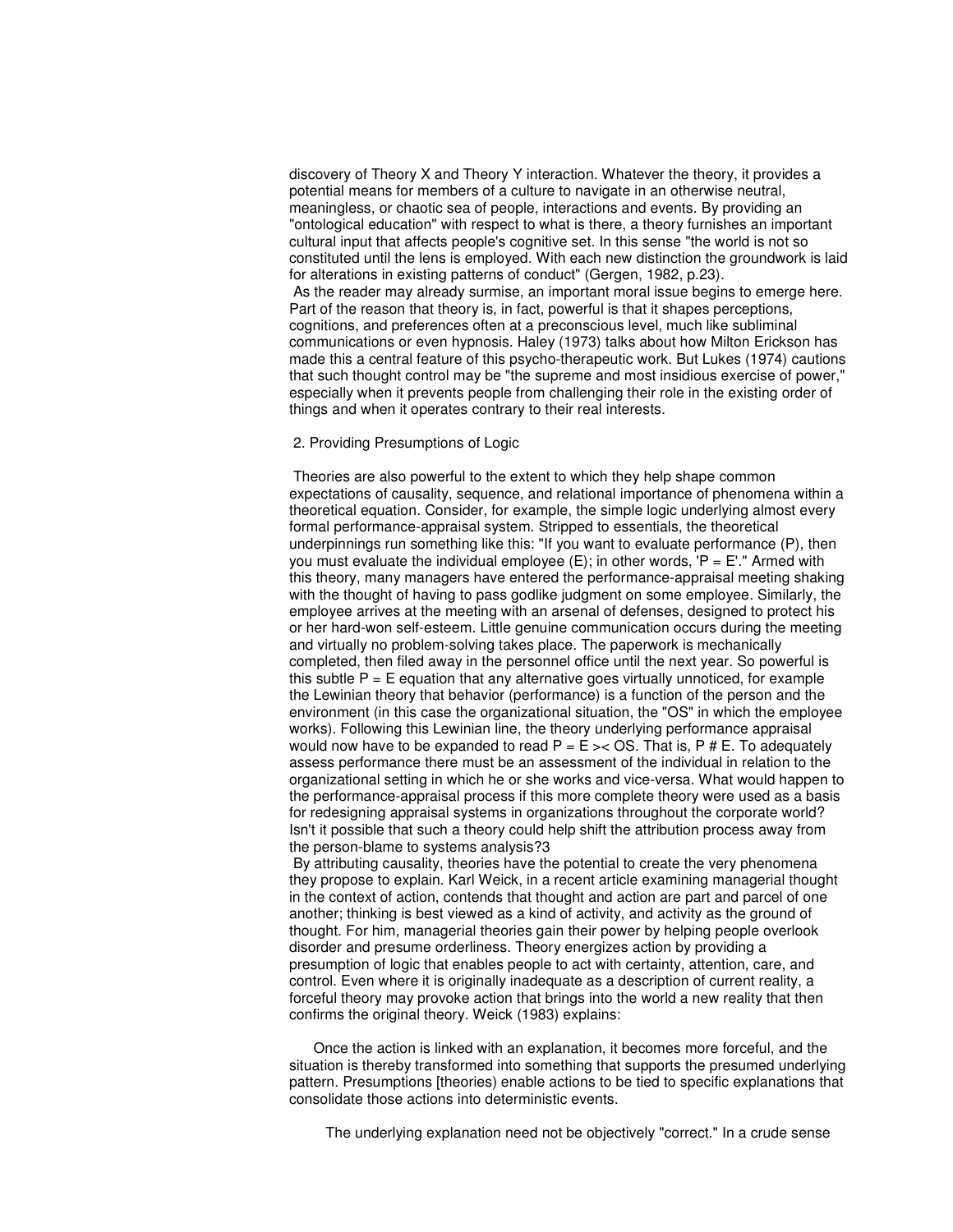discovery of Theory X and Theory Y interaction. Whatever the theory, it provides a potential means for members of a culture to navigate in an otherwise neutral, meaningless, or chaotic sea of people, interactions and events. By providing an "ontological education" with respect to what is there, a theory furnishes an important cultural input that affects people's cognitive set. In this sense "the world is not so constituted until the lens is employed. With each new distinction the groundwork is laid for alterations in existing patterns of conduct" (Gergen, 1982, p.23).

As the reader may already surmise, an important moral issue begins to emerge here. Part of the reason that theory is, in fact, powerful is that it shapes perceptions, cognitions, and preferences often at a preconscious level, much like subliminal communications or even hypnosis. Haley (1973) talks about how Milton Erickson has made this a central feature of this psycho-therapeutic work. But Lukes (1974) cautions that such thought control may be "the supreme and most insidious exercise of power," especially when it prevents people from challenging their role in the existing order of things and when it operates contrary to their real interests.

2. Providing Presumptions of Logic

Theories are also powerful to the extent to which they help shape common expectations of causality, sequence, and relational importance of phenomena within a theoretical equation. Consider, for example, the simple logic underlying almost every formal performance-appraisal system. Stripped to essentials, the theoretical underpinnings run something like this: "If you want to evaluate performance (P), then you must evaluate the individual employee (E); in other words, 'P = E'." Armed with this theory, many managers have entered the performance-appraisal meeting shaking with the thought of having to pass godlike judgment on some employee. Similarly, the employee arrives at the meeting with an arsenal of defenses, designed to protect his or her hard-won self-esteem. Little genuine communication occurs during the meeting and virtually no problem-solving takes place. The paperwork is mechanically completed, then filed away in the personnel office until the next year. So powerful is this subtle P = E equation that any alternative goes virtually unnoticed, for example the Lewinian theory that behavior (performance) is a function of the person and the environment (in this case the organizational situation, the "OS" in which the employee works). Following this Lewinian line, the theory underlying performance appraisal would now have to be expanded to read P = E >< OS. That is, P # E. To adequately assess performance there must be an assessment of the individual in relation to the organizational setting in which he or she works and vice-versa. What would happen to the performance-appraisal process if this more complete theory were used as a basis for redesigning appraisal systems in organizations throughout the corporate world? Isn't it possible that such a theory could help shift the attribution process away from the person-blame to systems analysis?3

By attributing causality, theories have the potential to create the very phenomena they propose to explain. Karl Weick, in a recent article examining managerial thought in the context of action, contends that thought and action are part and parcel of one another; thinking is best viewed as a kind of activity, and activity as the ground of thought. For him, managerial theories gain their power by helping people overlook disorder and presume orderliness. Theory energizes action by providing a presumption of logic that enables people to act with certainty, attention, care, and control. Even where it is originally inadequate as a description of current reality, a forceful theory may provoke action that brings into the world a new reality that then confirms the original theory. Weick (1983) explains:

> Once the action is linked with an explanation, it becomes more forceful, and the situation is thereby transformed into something that supports the presumed underlying pattern. Presumptions [theories] enable actions to be tied to specific explanations that consolidate those actions into deterministic events.
>
> The underlying explanation need not be objectively "correct." In a crude sense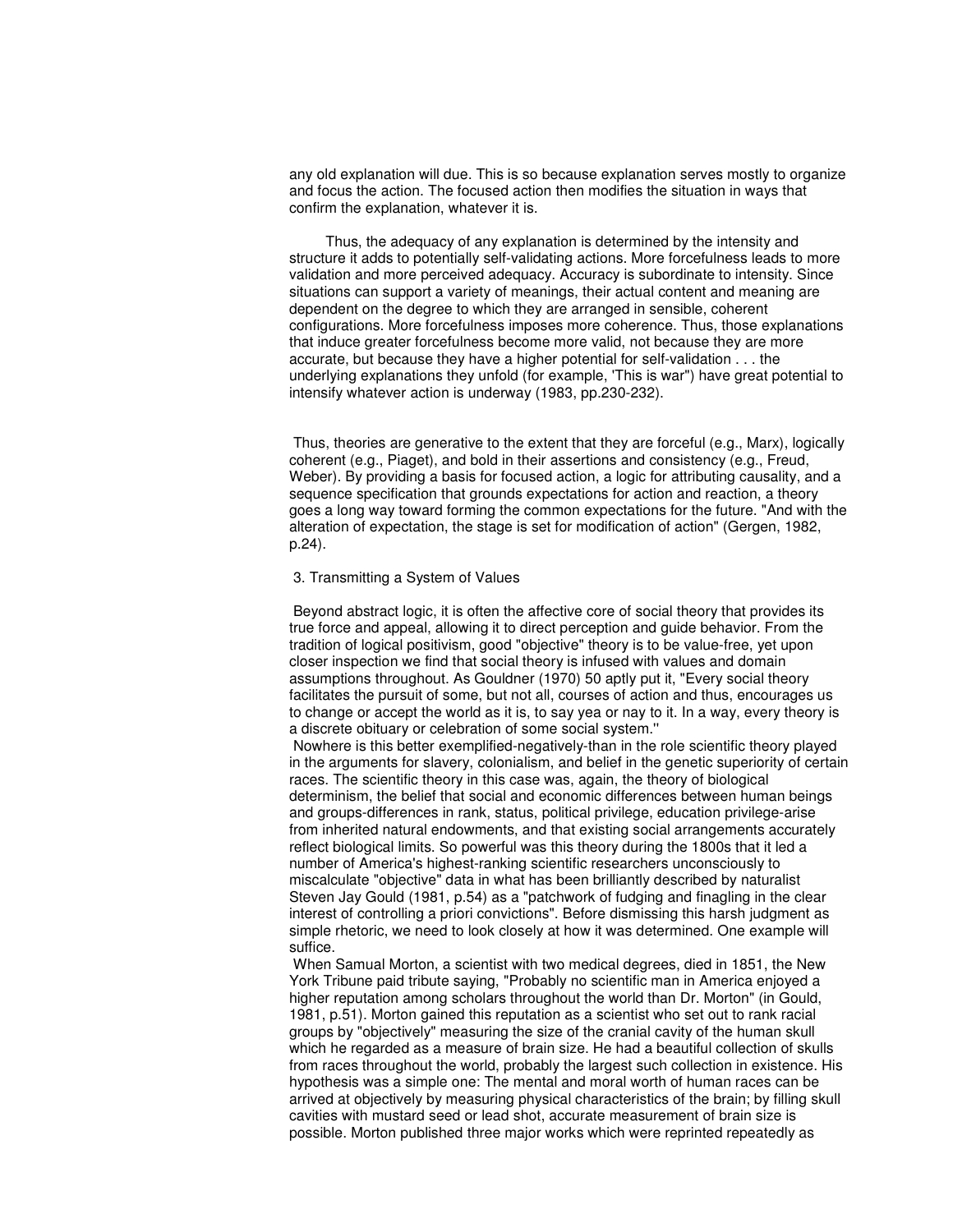any old explanation will due. This is so because explanation serves mostly to organize and focus the action. The focused action then modifies the situation in ways that confirm the explanation, whatever it is.

Thus, the adequacy of any explanation is determined by the intensity and structure it adds to potentially self-validating actions. More forcefulness leads to more validation and more perceived adequacy. Accuracy is subordinate to intensity. Since situations can support a variety of meanings, their actual content and meaning are dependent on the degree to which they are arranged in sensible, coherent configurations. More forcefulness imposes more coherence. Thus, those explanations that induce greater forcefulness become more valid, not because they are more accurate, but because they have a higher potential for self-validation . . . the underlying explanations they unfold (for example, 'This is war") have great potential to intensify whatever action is underway (1983, pp.230-232).

Thus, theories are generative to the extent that they are forceful (e.g., Marx), logically coherent (e.g., Piaget), and bold in their assertions and consistency (e.g., Freud, Weber). By providing a basis for focused action, a logic for attributing causality, and a sequence specification that grounds expectations for action and reaction, a theory goes a long way toward forming the common expectations for the future. "And with the alteration of expectation, the stage is set for modification of action" (Gergen, 1982, p.24).

3. Transmitting a System of Values

Beyond abstract logic, it is often the affective core of social theory that provides its true force and appeal, allowing it to direct perception and guide behavior. From the tradition of logical positivism, good "objective" theory is to be value-free, yet upon closer inspection we find that social theory is infused with values and domain assumptions throughout. As Gouldner (1970) 50 aptly put it, "Every social theory facilitates the pursuit of some, but not all, courses of action and thus, encourages us to change or accept the world as it is, to say yea or nay to it. In a way, every theory is a discrete obituary or celebration of some social system.''

Nowhere is this better exemplified-negatively-than in the role scientific theory played in the arguments for slavery, colonialism, and belief in the genetic superiority of certain races. The scientific theory in this case was, again, the theory of biological determinism, the belief that social and economic differences between human beings and groups-differences in rank, status, political privilege, education privilege-arise from inherited natural endowments, and that existing social arrangements accurately reflect biological limits. So powerful was this theory during the 1800s that it led a number of America's highest-ranking scientific researchers unconsciously to miscalculate "objective" data in what has been brilliantly described by naturalist Steven Jay Gould (1981, p.54) as a "patchwork of fudging and finagling in the clear interest of controlling a priori convictions". Before dismissing this harsh judgment as simple rhetoric, we need to look closely at how it was determined. One example will suffice.

When Samual Morton, a scientist with two medical degrees, died in 1851, the New York Tribune paid tribute saying, "Probably no scientific man in America enjoyed a higher reputation among scholars throughout the world than Dr. Morton" (in Gould, 1981, p.51). Morton gained this reputation as a scientist who set out to rank racial groups by "objectively" measuring the size of the cranial cavity of the human skull which he regarded as a measure of brain size. He had a beautiful collection of skulls from races throughout the world, probably the largest such collection in existence. His hypothesis was a simple one: The mental and moral worth of human races can be arrived at objectively by measuring physical characteristics of the brain; by filling skull cavities with mustard seed or lead shot, accurate measurement of brain size is possible. Morton published three major works which were reprinted repeatedly as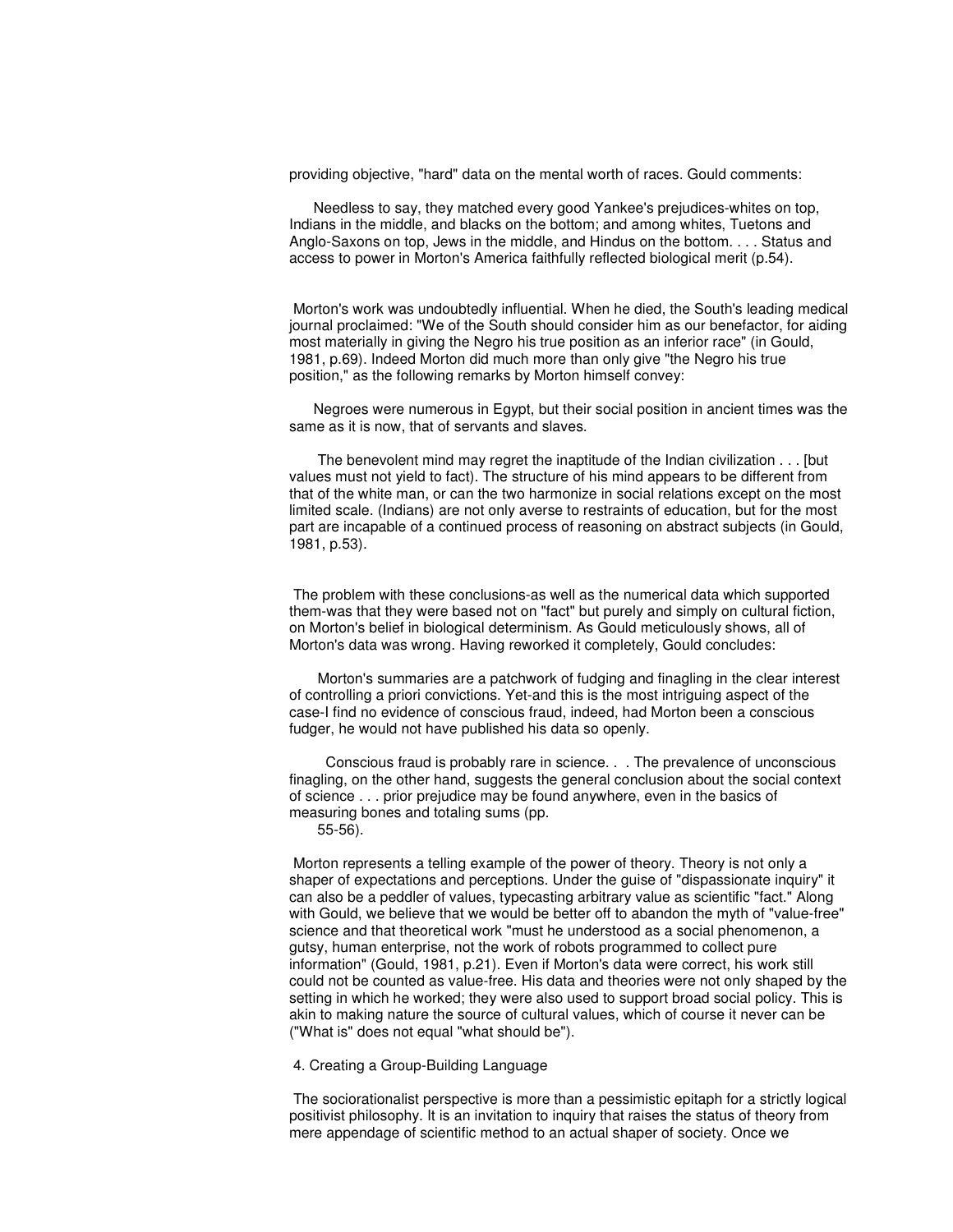providing objective, "hard" data on the mental worth of races. Gould comments:

> Needless to say, they matched every good Yankee's prejudices-whites on top, Indians in the middle, and blacks on the bottom; and among whites, Tuetons and Anglo-Saxons on top, Jews in the middle, and Hindus on the bottom. . . . Status and access to power in Morton's America faithfully reflected biological merit (p.54).

Morton's work was undoubtedly influential. When he died, the South's leading medical journal proclaimed: "We of the South should consider him as our benefactor, for aiding most materially in giving the Negro his true position as an inferior race" (in Gould, 1981, p.69). Indeed Morton did much more than only give "the Negro his true position," as the following remarks by Morton himself convey:

> Negroes were numerous in Egypt, but their social position in ancient times was the same as it is now, that of servants and slaves.
>
> The benevolent mind may regret the inaptitude of the Indian civilization . . . [but values must not yield to fact). The structure of his mind appears to be different from that of the white man, or can the two harmonize in social relations except on the most limited scale. (Indians) are not only averse to restraints of education, but for the most part are incapable of a continued process of reasoning on abstract subjects (in Gould, 1981, p.53).

The problem with these conclusions-as well as the numerical data which supported them-was that they were based not on "fact" but purely and simply on cultural fiction, on Morton's belief in biological determinism. As Gould meticulously shows, all of Morton's data was wrong. Having reworked it completely, Gould concludes:

> Morton's summaries are a patchwork of fudging and finagling in the clear interest of controlling a priori convictions. Yet-and this is the most intriguing aspect of the case-I find no evidence of conscious fraud, indeed, had Morton been a conscious fudger, he would not have published his data so openly.
>
> Conscious fraud is probably rare in science. . . The prevalence of unconscious finagling, on the other hand, suggests the general conclusion about the social context of science . . . prior prejudice may be found anywhere, even in the basics of measuring bones and totaling sums (pp. 55-56).

Morton represents a telling example of the power of theory. Theory is not only a shaper of expectations and perceptions. Under the guise of "dispassionate inquiry" it can also be a peddler of values, typecasting arbitrary value as scientific "fact." Along with Gould, we believe that we would be better off to abandon the myth of "value-free" science and that theoretical work "must he understood as a social phenomenon, a gutsy, human enterprise, not the work of robots programmed to collect pure information" (Gould, 1981, p.21). Even if Morton's data were correct, his work still could not be counted as value-free. His data and theories were not only shaped by the setting in which he worked; they were also used to support broad social policy. This is akin to making nature the source of cultural values, which of course it never can be ("What is" does not equal "what should be").

## 4. Creating a Group-Building Language

The sociorationalist perspective is more than a pessimistic epitaph for a strictly logical positivist philosophy. It is an invitation to inquiry that raises the status of theory from mere appendage of scientific method to an actual shaper of society. Once we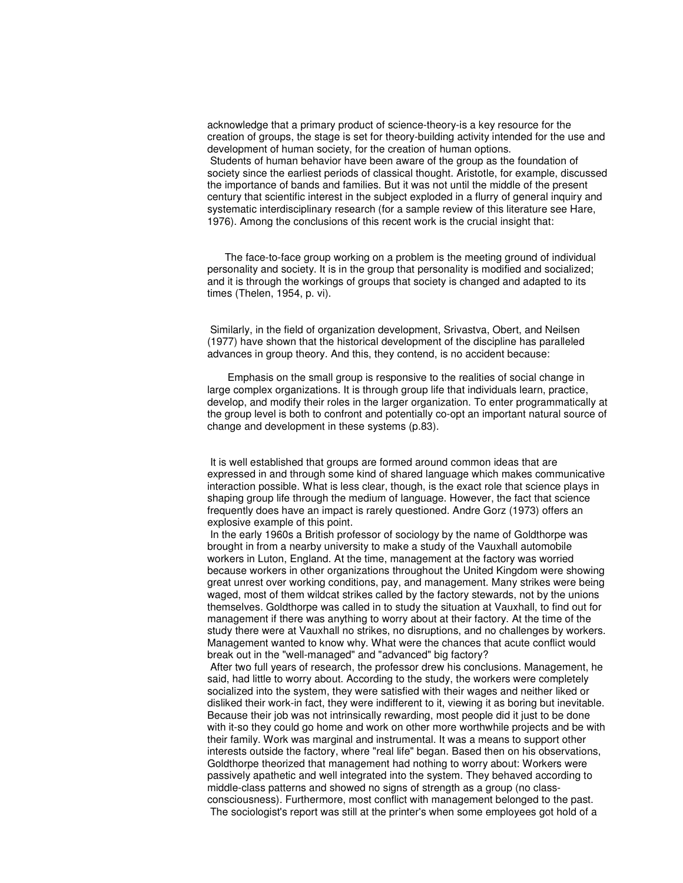acknowledge that a primary product of science-theory-is a key resource for the creation of groups, the stage is set for theory-building activity intended for the use and development of human society, for the creation of human options.

Students of human behavior have been aware of the group as the foundation of society since the earliest periods of classical thought. Aristotle, for example, discussed the importance of bands and families. But it was not until the middle of the present century that scientific interest in the subject exploded in a flurry of general inquiry and systematic interdisciplinary research (for a sample review of this literature see Hare, 1976). Among the conclusions of this recent work is the crucial insight that:

> The face-to-face group working on a problem is the meeting ground of individual personality and society. It is in the group that personality is modified and socialized; and it is through the workings of groups that society is changed and adapted to its times (Thelen, 1954, p. vi).

Similarly, in the field of organization development, Srivastva, Obert, and Neilsen (1977) have shown that the historical development of the discipline has paralleled advances in group theory. And this, they contend, is no accident because:

> Emphasis on the small group is responsive to the realities of social change in large complex organizations. It is through group life that individuals learn, practice, develop, and modify their roles in the larger organization. To enter programmatically at the group level is both to confront and potentially co-opt an important natural source of change and development in these systems (p.83).

It is well established that groups are formed around common ideas that are expressed in and through some kind of shared language which makes communicative interaction possible. What is less clear, though, is the exact role that science plays in shaping group life through the medium of language. However, the fact that science frequently does have an impact is rarely questioned. Andre Gorz (1973) offers an explosive example of this point.

In the early 1960s a British professor of sociology by the name of Goldthorpe was brought in from a nearby university to make a study of the Vauxhall automobile workers in Luton, England. At the time, management at the factory was worried because workers in other organizations throughout the United Kingdom were showing great unrest over working conditions, pay, and management. Many strikes were being waged, most of them wildcat strikes called by the factory stewards, not by the unions themselves. Goldthorpe was called in to study the situation at Vauxhall, to find out for management if there was anything to worry about at their factory. At the time of the study there were at Vauxhall no strikes, no disruptions, and no challenges by workers. Management wanted to know why. What were the chances that acute conflict would break out in the "well-managed" and "advanced" big factory?

After two full years of research, the professor drew his conclusions. Management, he said, had little to worry about. According to the study, the workers were completely socialized into the system, they were satisfied with their wages and neither liked or disliked their work-in fact, they were indifferent to it, viewing it as boring but inevitable. Because their job was not intrinsically rewarding, most people did it just to be done with it-so they could go home and work on other more worthwhile projects and be with their family. Work was marginal and instrumental. It was a means to support other interests outside the factory, where "real life" began. Based then on his observations, Goldthorpe theorized that management had nothing to worry about: Workers were passively apathetic and well integrated into the system. They behaved according to middle-class patterns and showed no signs of strength as a group (no class-consciousness). Furthermore, most conflict with management belonged to the past.

The sociologist's report was still at the printer's when some employees got hold of a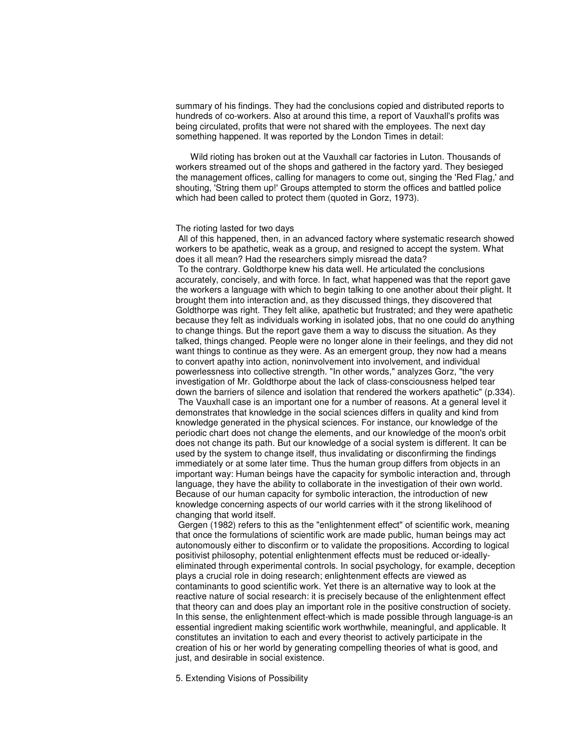summary of his findings. They had the conclusions copied and distributed reports to hundreds of co-workers. Also at around this time, a report of Vauxhall's profits was being circulated, profits that were not shared with the employees. The next day something happened. It was reported by the London Times in detail:

> Wild rioting has broken out at the Vauxhall car factories in Luton. Thousands of workers streamed out of the shops and gathered in the factory yard. They besieged the management offices, calling for managers to come out, singing the 'Red Flag,' and shouting, 'String them up!' Groups attempted to storm the offices and battled police which had been called to protect them (quoted in Gorz, 1973).

The rioting lasted for two days

All of this happened, then, in an advanced factory where systematic research showed workers to be apathetic, weak as a group, and resigned to accept the system. What does it all mean? Had the researchers simply misread the data?

To the contrary. Goldthorpe knew his data well. He articulated the conclusions accurately, concisely, and with force. In fact, what happened was that the report gave the workers a language with which to begin talking to one another about their plight. It brought them into interaction and, as they discussed things, they discovered that Goldthorpe was right. They felt alike, apathetic but frustrated; and they were apathetic because they felt as individuals working in isolated jobs, that no one could do anything to change things. But the report gave them a way to discuss the situation. As they talked, things changed. People were no longer alone in their feelings, and they did not want things to continue as they were. As an emergent group, they now had a means to convert apathy into action, noninvolvement into involvement, and individual powerlessness into collective strength. "In other words," analyzes Gorz, "the very investigation of Mr. Goldthorpe about the lack of class-consciousness helped tear down the barriers of silence and isolation that rendered the workers apathetic" (p.334).

The Vauxhall case is an important one for a number of reasons. At a general level it demonstrates that knowledge in the social sciences differs in quality and kind from knowledge generated in the physical sciences. For instance, our knowledge of the periodic chart does not change the elements, and our knowledge of the moon's orbit does not change its path. But our knowledge of a social system is different. It can be used by the system to change itself, thus invalidating or disconfirming the findings immediately or at some later time. Thus the human group differs from objects in an important way: Human beings have the capacity for symbolic interaction and, through language, they have the ability to collaborate in the investigation of their own world. Because of our human capacity for symbolic interaction, the introduction of new knowledge concerning aspects of our world carries with it the strong likelihood of changing that world itself.

Gergen (1982) refers to this as the "enlightenment effect" of scientific work, meaning that once the formulations of scientific work are made public, human beings may act autonomously either to disconfirm or to validate the propositions. According to logical positivist philosophy, potential enlightenment effects must be reduced or-ideally-eliminated through experimental controls. In social psychology, for example, deception plays a crucial role in doing research; enlightenment effects are viewed as contaminants to good scientific work. Yet there is an alternative way to look at the reactive nature of social research: it is precisely because of the enlightenment effect that theory can and does play an important role in the positive construction of society. In this sense, the enlightenment effect-which is made possible through language-is an essential ingredient making scientific work worthwhile, meaningful, and applicable. It constitutes an invitation to each and every theorist to actively participate in the creation of his or her world by generating compelling theories of what is good, and just, and desirable in social existence.

5. Extending Visions of Possibility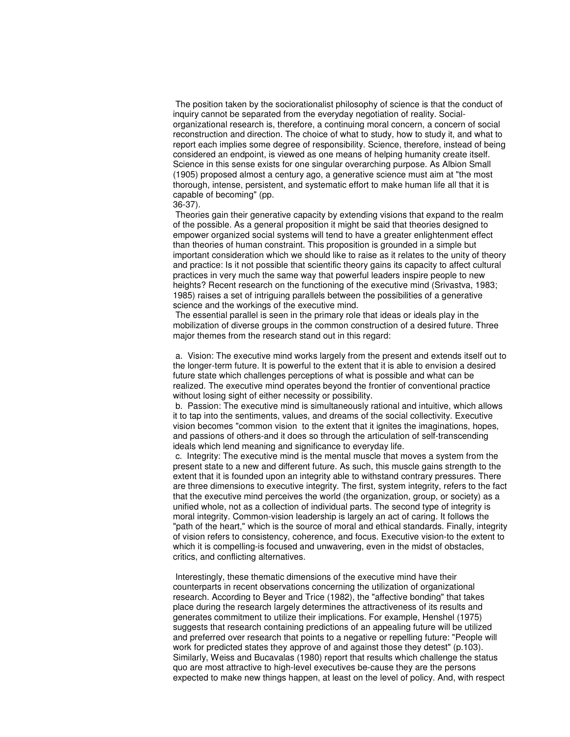The position taken by the sociorationalist philosophy of science is that the conduct of inquiry cannot be separated from the everyday negotiation of reality. Social-organizational research is, therefore, a continuing moral concern, a concern of social reconstruction and direction. The choice of what to study, how to study it, and what to report each implies some degree of responsibility. Science, therefore, instead of being considered an endpoint, is viewed as one means of helping humanity create itself. Science in this sense exists for one singular overarching purpose. As Albion Small (1905) proposed almost a century ago, a generative science must aim at "the most thorough, intense, persistent, and systematic effort to make human life all that it is capable of becoming" (pp. 36-37).

Theories gain their generative capacity by extending visions that expand to the realm of the possible. As a general proposition it might be said that theories designed to empower organized social systems will tend to have a greater enlightenment effect than theories of human constraint. This proposition is grounded in a simple but important consideration which we should like to raise as it relates to the unity of theory and practice: Is it not possible that scientific theory gains its capacity to affect cultural practices in very much the same way that powerful leaders inspire people to new heights? Recent research on the functioning of the executive mind (Srivastva, 1983; 1985) raises a set of intriguing parallels between the possibilities of a generative science and the workings of the executive mind.

The essential parallel is seen in the primary role that ideas or ideals play in the mobilization of diverse groups in the common construction of a desired future. Three major themes from the research stand out in this regard:

a. Vision: The executive mind works largely from the present and extends itself out to the longer-term future. It is powerful to the extent that it is able to envision a desired future state which challenges perceptions of what is possible and what can be realized. The executive mind operates beyond the frontier of conventional practice without losing sight of either necessity or possibility.

b. Passion: The executive mind is simultaneously rational and intuitive, which allows it to tap into the sentiments, values, and dreams of the social collectivity. Executive vision becomes "common vision to the extent that it ignites the imaginations, hopes, and passions of others-and it does so through the articulation of self-transcending ideals which lend meaning and significance to everyday life.

c. Integrity: The executive mind is the mental muscle that moves a system from the present state to a new and different future. As such, this muscle gains strength to the extent that it is founded upon an integrity able to withstand contrary pressures. There are three dimensions to executive integrity. The first, system integrity, refers to the fact that the executive mind perceives the world (the organization, group, or society) as a unified whole, not as a collection of individual parts. The second type of integrity is moral integrity. Common-vision leadership is largely an act of caring. It follows the "path of the heart," which is the source of moral and ethical standards. Finally, integrity of vision refers to consistency, coherence, and focus. Executive vision-to the extent to which it is compelling-is focused and unwavering, even in the midst of obstacles, critics, and conflicting alternatives.

Interestingly, these thematic dimensions of the executive mind have their counterparts in recent observations concerning the utilization of organizational research. According to Beyer and Trice (1982), the "affective bonding" that takes place during the research largely determines the attractiveness of its results and generates commitment to utilize their implications. For example, Henshel (1975) suggests that research containing predictions of an appealing future will be utilized and preferred over research that points to a negative or repelling future: "People will work for predicted states they approve of and against those they detest" (p.103). Similarly, Weiss and Bucavalas (1980) report that results which challenge the status quo are most attractive to high-level executives be-cause they are the persons expected to make new things happen, at least on the level of policy. And, with respect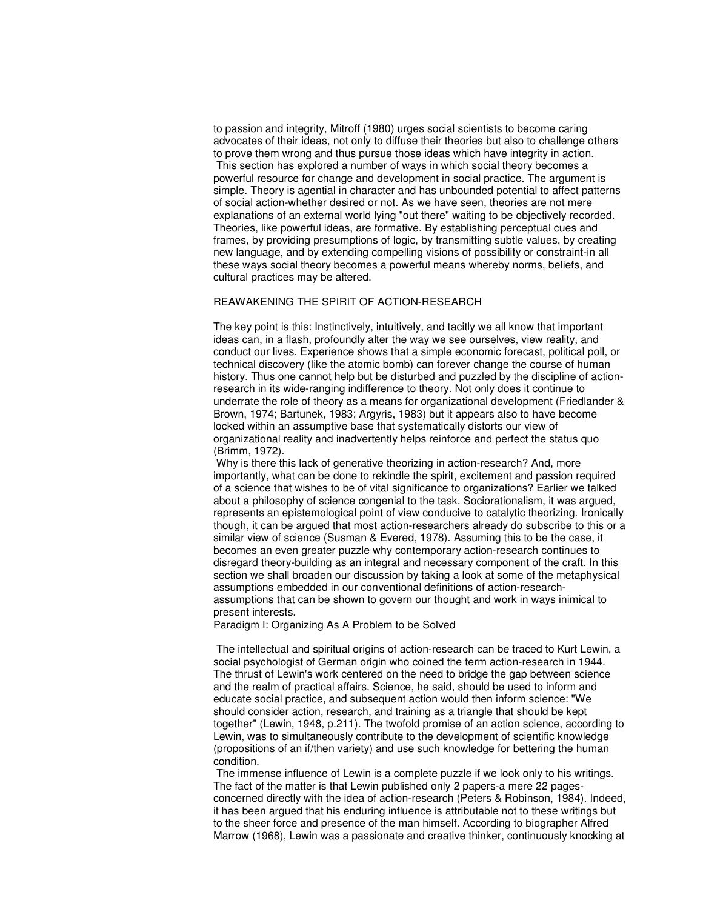to passion and integrity, Mitroff (1980) urges social scientists to become caring advocates of their ideas, not only to diffuse their theories but also to challenge others to prove them wrong and thus pursue those ideas which have integrity in action.

This section has explored a number of ways in which social theory becomes a powerful resource for change and development in social practice. The argument is simple. Theory is agential in character and has unbounded potential to affect patterns of social action-whether desired or not. As we have seen, theories are not mere explanations of an external world lying "out there" waiting to be objectively recorded. Theories, like powerful ideas, are formative. By establishing perceptual cues and frames, by providing presumptions of logic, by transmitting subtle values, by creating new language, and by extending compelling visions of possibility or constraint-in all these ways social theory becomes a powerful means whereby norms, beliefs, and cultural practices may be altered.

## REAWAKENING THE SPIRIT OF ACTION-RESEARCH

The key point is this: Instinctively, intuitively, and tacitly we all know that important ideas can, in a flash, profoundly alter the way we see ourselves, view reality, and conduct our lives. Experience shows that a simple economic forecast, political poll, or technical discovery (like the atomic bomb) can forever change the course of human history. Thus one cannot help but be disturbed and puzzled by the discipline of action-research in its wide-ranging indifference to theory. Not only does it continue to underrate the role of theory as a means for organizational development (Friedlander & Brown, 1974; Bartunek, 1983; Argyris, 1983) but it appears also to have become locked within an assumptive base that systematically distorts our view of organizational reality and inadvertently helps reinforce and perfect the status quo (Brimm, 1972).

Why is there this lack of generative theorizing in action-research? And, more importantly, what can be done to rekindle the spirit, excitement and passion required of a science that wishes to be of vital significance to organizations? Earlier we talked about a philosophy of science congenial to the task. Sociorationalism, it was argued, represents an epistemological point of view conducive to catalytic theorizing. Ironically though, it can be argued that most action-researchers already do subscribe to this or a similar view of science (Susman & Evered, 1978). Assuming this to be the case, it becomes an even greater puzzle why contemporary action-research continues to disregard theory-building as an integral and necessary component of the craft. In this section we shall broaden our discussion by taking a look at some of the metaphysical assumptions embedded in our conventional definitions of action-research-assumptions that can be shown to govern our thought and work in ways inimical to present interests.

### Paradigm I: Organizing As A Problem to be Solved

The intellectual and spiritual origins of action-research can be traced to Kurt Lewin, a social psychologist of German origin who coined the term action-research in 1944. The thrust of Lewin's work centered on the need to bridge the gap between science and the realm of practical affairs. Science, he said, should be used to inform and educate social practice, and subsequent action would then inform science: "We should consider action, research, and training as a triangle that should be kept together" (Lewin, 1948, p.211). The twofold promise of an action science, according to Lewin, was to simultaneously contribute to the development of scientific knowledge (propositions of an if/then variety) and use such knowledge for bettering the human condition.

The immense influence of Lewin is a complete puzzle if we look only to his writings. The fact of the matter is that Lewin published only 2 papers-a mere 22 pages-concerned directly with the idea of action-research (Peters & Robinson, 1984). Indeed, it has been argued that his enduring influence is attributable not to these writings but to the sheer force and presence of the man himself. According to biographer Alfred Marrow (1968), Lewin was a passionate and creative thinker, continuously knocking at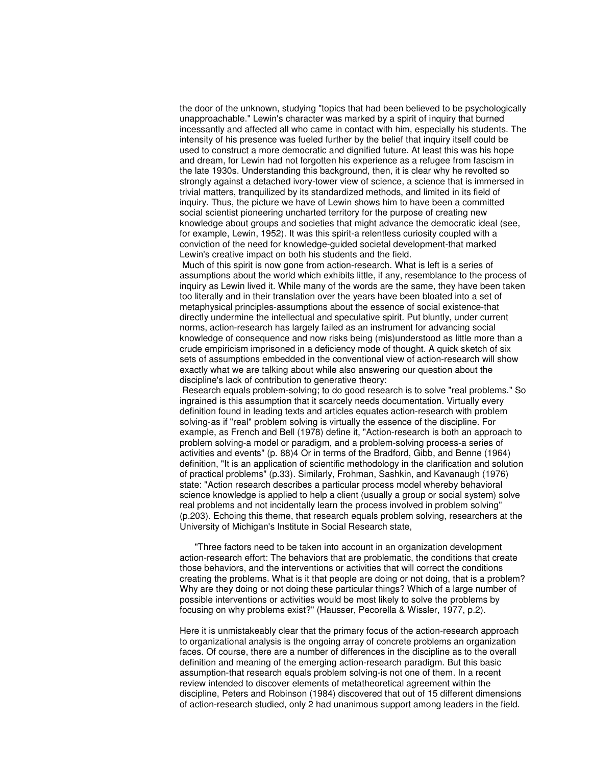the door of the unknown, studying "topics that had been believed to be psychologically unapproachable." Lewin's character was marked by a spirit of inquiry that burned incessantly and affected all who came in contact with him, especially his students. The intensity of his presence was fueled further by the belief that inquiry itself could be used to construct a more democratic and dignified future. At least this was his hope and dream, for Lewin had not forgotten his experience as a refugee from fascism in the late 1930s. Understanding this background, then, it is clear why he revolted so strongly against a detached ivory-tower view of science, a science that is immersed in trivial matters, tranquilized by its standardized methods, and limited in its field of inquiry. Thus, the picture we have of Lewin shows him to have been a committed social scientist pioneering uncharted territory for the purpose of creating new knowledge about groups and societies that might advance the democratic ideal (see, for example, Lewin, 1952). It was this spirit-a relentless curiosity coupled with a conviction of the need for knowledge-guided societal development-that marked Lewin's creative impact on both his students and the field.

Much of this spirit is now gone from action-research. What is left is a series of assumptions about the world which exhibits little, if any, resemblance to the process of inquiry as Lewin lived it. While many of the words are the same, they have been taken too literally and in their translation over the years have been bloated into a set of metaphysical principles-assumptions about the essence of social existence-that directly undermine the intellectual and speculative spirit. Put bluntly, under current norms, action-research has largely failed as an instrument for advancing social knowledge of consequence and now risks being (mis)understood as little more than a crude empiricism imprisoned in a deficiency mode of thought. A quick sketch of six sets of assumptions embedded in the conventional view of action-research will show exactly what we are talking about while also answering our question about the discipline's lack of contribution to generative theory:

Research equals problem-solving; to do good research is to solve "real problems." So ingrained is this assumption that it scarcely needs documentation. Virtually every definition found in leading texts and articles equates action-research with problem solving-as if "real" problem solving is virtually the essence of the discipline. For example, as French and Bell (1978) define it, "Action-research is both an approach to problem solving-a model or paradigm, and a problem-solving process-a series of activities and events" (p. 88)4 Or in terms of the Bradford, Gibb, and Benne (1964) definition, "It is an application of scientific methodology in the clarification and solution of practical problems" (p.33). Similarly, Frohman, Sashkin, and Kavanaugh (1976) state: "Action research describes a particular process model whereby behavioral science knowledge is applied to help a client (usually a group or social system) solve real problems and not incidentally learn the process involved in problem solving" (p.203). Echoing this theme, that research equals problem solving, researchers at the University of Michigan's Institute in Social Research state,

> "Three factors need to be taken into account in an organization development action-research effort: The behaviors that are problematic, the conditions that create those behaviors, and the interventions or activities that will correct the conditions creating the problems. What is it that people are doing or not doing, that is a problem? Why are they doing or not doing these particular things? Which of a large number of possible interventions or activities would be most likely to solve the problems by focusing on why problems exist?" (Hausser, Pecorella & Wissler, 1977, p.2).

Here it is unmistakeably clear that the primary focus of the action-research approach to organizational analysis is the ongoing array of concrete problems an organization faces. Of course, there are a number of differences in the discipline as to the overall definition and meaning of the emerging action-research paradigm. But this basic assumption-that research equals problem solving-is not one of them. In a recent review intended to discover elements of metatheoretical agreement within the discipline, Peters and Robinson (1984) discovered that out of 15 different dimensions of action-research studied, only 2 had unanimous support among leaders in the field.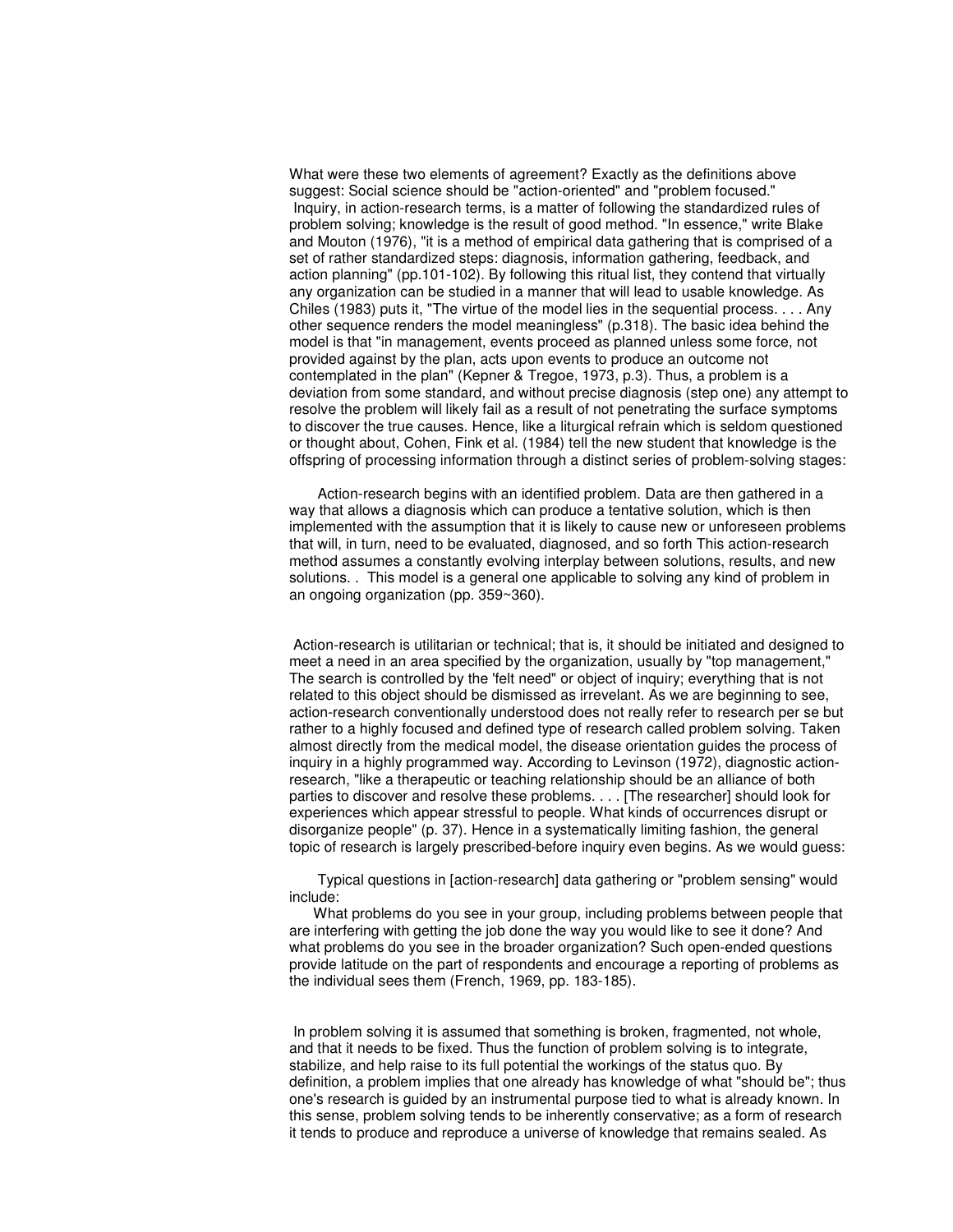What were these two elements of agreement? Exactly as the definitions above suggest: Social science should be "action-oriented" and "problem focused."

Inquiry, in action-research terms, is a matter of following the standardized rules of problem solving; knowledge is the result of good method. "In essence," write Blake and Mouton (1976), "it is a method of empirical data gathering that is comprised of a set of rather standardized steps: diagnosis, information gathering, feedback, and action planning" (pp.101-102). By following this ritual list, they contend that virtually any organization can be studied in a manner that will lead to usable knowledge. As Chiles (1983) puts it, "The virtue of the model lies in the sequential process. . . . Any other sequence renders the model meaningless" (p.318). The basic idea behind the model is that "in management, events proceed as planned unless some force, not provided against by the plan, acts upon events to produce an outcome not contemplated in the plan" (Kepner & Tregoe, 1973, p.3). Thus, a problem is a deviation from some standard, and without precise diagnosis (step one) any attempt to resolve the problem will likely fail as a result of not penetrating the surface symptoms to discover the true causes. Hence, like a liturgical refrain which is seldom questioned or thought about, Cohen, Fink et al. (1984) tell the new student that knowledge is the offspring of processing information through a distinct series of problem-solving stages:

> Action-research begins with an identified problem. Data are then gathered in a way that allows a diagnosis which can produce a tentative solution, which is then implemented with the assumption that it is likely to cause new or unforeseen problems that will, in turn, need to be evaluated, diagnosed, and so forth This action-research method assumes a constantly evolving interplay between solutions, results, and new solutions. . This model is a general one applicable to solving any kind of problem in an ongoing organization (pp. 359~360).

Action-research is utilitarian or technical; that is, it should be initiated and designed to meet a need in an area specified by the organization, usually by "top management," The search is controlled by the 'felt need" or object of inquiry; everything that is not related to this object should be dismissed as irrevelant. As we are beginning to see, action-research conventionally understood does not really refer to research per se but rather to a highly focused and defined type of research called problem solving. Taken almost directly from the medical model, the disease orientation guides the process of inquiry in a highly programmed way. According to Levinson (1972), diagnostic action-research, "like a therapeutic or teaching relationship should be an alliance of both parties to discover and resolve these problems. . . . [The researcher] should look for experiences which appear stressful to people. What kinds of occurrences disrupt or disorganize people" (p. 37). Hence in a systematically limiting fashion, the general topic of research is largely prescribed-before inquiry even begins. As we would guess:

> Typical questions in [action-research] data gathering or "problem sensing" would include:
>
> What problems do you see in your group, including problems between people that are interfering with getting the job done the way you would like to see it done? And what problems do you see in the broader organization? Such open-ended questions provide latitude on the part of respondents and encourage a reporting of problems as the individual sees them (French, 1969, pp. 183-185).

In problem solving it is assumed that something is broken, fragmented, not whole, and that it needs to be fixed. Thus the function of problem solving is to integrate, stabilize, and help raise to its full potential the workings of the status quo. By definition, a problem implies that one already has knowledge of what "should be"; thus one's research is guided by an instrumental purpose tied to what is already known. In this sense, problem solving tends to be inherently conservative; as a form of research it tends to produce and reproduce a universe of knowledge that remains sealed. As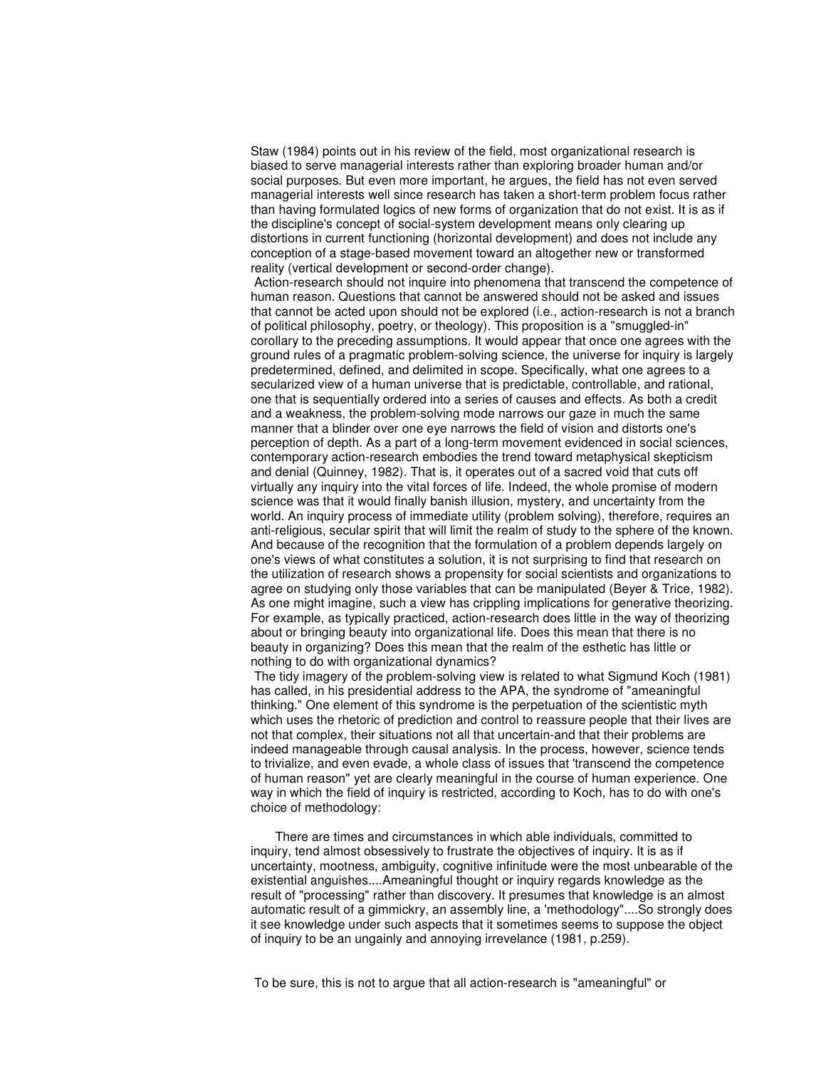Staw (1984) points out in his review of the field, most organizational research is biased to serve managerial interests rather than exploring broader human and/or social purposes. But even more important, he argues, the field has not even served managerial interests well since research has taken a short-term problem focus rather than having formulated logics of new forms of organization that do not exist. It is as if the discipline's concept of social-system development means only clearing up distortions in current functioning (horizontal development) and does not include any conception of a stage-based movement toward an altogether new or transformed reality (vertical development or second-order change).

Action-research should not inquire into phenomena that transcend the competence of human reason. Questions that cannot be answered should not be asked and issues that cannot be acted upon should not be explored (i.e., action-research is not a branch of political philosophy, poetry, or theology). This proposition is a "smuggled-in" corollary to the preceding assumptions. It would appear that once one agrees with the ground rules of a pragmatic problem-solving science, the universe for inquiry is largely predetermined, defined, and delimited in scope. Specifically, what one agrees to a secularized view of a human universe that is predictable, controllable, and rational, one that is sequentially ordered into a series of causes and effects. As both a credit and a weakness, the problem-solving mode narrows our gaze in much the same manner that a blinder over one eye narrows the field of vision and distorts one's perception of depth. As a part of a long-term movement evidenced in social sciences, contemporary action-research embodies the trend toward metaphysical skepticism and denial (Quinney, 1982). That is, it operates out of a sacred void that cuts off virtually any inquiry into the vital forces of life. Indeed, the whole promise of modern science was that it would finally banish illusion, mystery, and uncertainty from the world. An inquiry process of immediate utility (problem solving), therefore, requires an anti-religious, secular spirit that will limit the realm of study to the sphere of the known. And because of the recognition that the formulation of a problem depends largely on one's views of what constitutes a solution, it is not surprising to find that research on the utilization of research shows a propensity for social scientists and organizations to agree on studying only those variables that can be manipulated (Beyer & Trice, 1982). As one might imagine, such a view has crippling implications for generative theorizing. For example, as typically practiced, action-research does little in the way of theorizing about or bringing beauty into organizational life. Does this mean that there is no beauty in organizing? Does this mean that the realm of the esthetic has little or nothing to do with organizational dynamics?

The tidy imagery of the problem-solving view is related to what Sigmund Koch (1981) has called, in his presidential address to the APA, the syndrome of "ameaningful thinking." One element of this syndrome is the perpetuation of the scientistic myth which uses the rhetoric of prediction and control to reassure people that their lives are not that complex, their situations not all that uncertain-and that their problems are indeed manageable through causal analysis. In the process, however, science tends to trivialize, and even evade, a whole class of issues that 'transcend the competence of human reason" yet are clearly meaningful in the course of human experience. One way in which the field of inquiry is restricted, according to Koch, has to do with one's choice of methodology:

> There are times and circumstances in which able individuals, committed to inquiry, tend almost obsessively to frustrate the objectives of inquiry. It is as if uncertainty, mootness, ambiguity, cognitive infinitude were the most unbearable of the existential anguishes....Ameaningful thought or inquiry regards knowledge as the result of "processing" rather than discovery. It presumes that knowledge is an almost automatic result of a gimmickry, an assembly line, a 'methodology"....So strongly does it see knowledge under such aspects that it sometimes seems to suppose the object of inquiry to be an ungainly and annoying irrevelance (1981, p.259).

To be sure, this is not to argue that all action-research is "ameaningful" or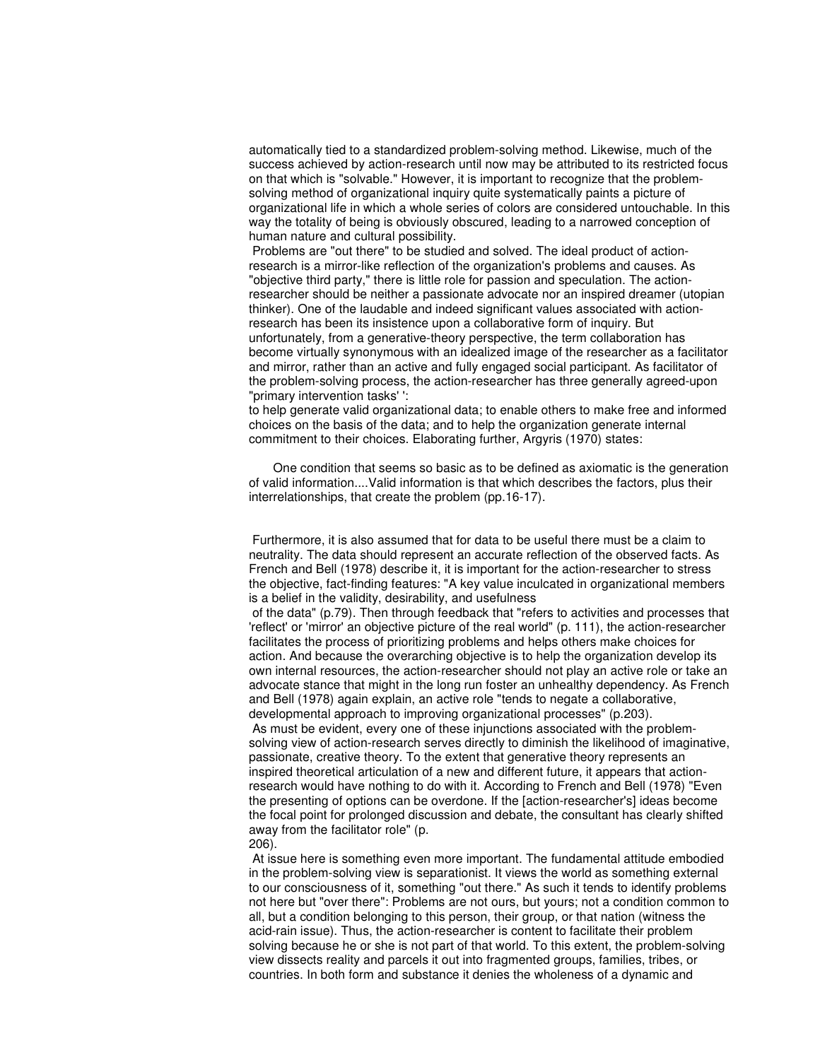automatically tied to a standardized problem-solving method. Likewise, much of the success achieved by action-research until now may be attributed to its restricted focus on that which is "solvable." However, it is important to recognize that the problem-solving method of organizational inquiry quite systematically paints a picture of organizational life in which a whole series of colors are considered untouchable. In this way the totality of being is obviously obscured, leading to a narrowed conception of human nature and cultural possibility.

Problems are "out there" to be studied and solved. The ideal product of action-research is a mirror-like reflection of the organization's problems and causes. As "objective third party," there is little role for passion and speculation. The action-researcher should be neither a passionate advocate nor an inspired dreamer (utopian thinker). One of the laudable and indeed significant values associated with action-research has been its insistence upon a collaborative form of inquiry. But unfortunately, from a generative-theory perspective, the term collaboration has become virtually synonymous with an idealized image of the researcher as a facilitator and mirror, rather than an active and fully engaged social participant. As facilitator of the problem-solving process, the action-researcher has three generally agreed-upon "primary intervention tasks' ':

to help generate valid organizational data; to enable others to make free and informed choices on the basis of the data; and to help the organization generate internal commitment to their choices. Elaborating further, Argyris (1970) states:

> One condition that seems so basic as to be defined as axiomatic is the generation of valid information....Valid information is that which describes the factors, plus their interrelationships, that create the problem (pp.16-17).

Furthermore, it is also assumed that for data to be useful there must be a claim to neutrality. The data should represent an accurate reflection of the observed facts. As French and Bell (1978) describe it, it is important for the action-researcher to stress the objective, fact-finding features: "A key value inculcated in organizational members is a belief in the validity, desirability, and usefulness of the data" (p.79). Then through feedback that "refers to activities and processes that 'reflect' or 'mirror' an objective picture of the real world" (p. 111), the action-researcher facilitates the process of prioritizing problems and helps others make choices for action. And because the overarching objective is to help the organization develop its own internal resources, the action-researcher should not play an active role or take an advocate stance that might in the long run foster an unhealthy dependency. As French and Bell (1978) again explain, an active role "tends to negate a collaborative, developmental approach to improving organizational processes" (p.203).

As must be evident, every one of these injunctions associated with the problem-solving view of action-research serves directly to diminish the likelihood of imaginative, passionate, creative theory. To the extent that generative theory represents an inspired theoretical articulation of a new and different future, it appears that action-research would have nothing to do with it. According to French and Bell (1978) "Even the presenting of options can be overdone. If the [action-researcher's] ideas become the focal point for prolonged discussion and debate, the consultant has clearly shifted away from the facilitator role" (p. 206).

At issue here is something even more important. The fundamental attitude embodied in the problem-solving view is separationist. It views the world as something external to our consciousness of it, something "out there." As such it tends to identify problems not here but "over there": Problems are not ours, but yours; not a condition common to all, but a condition belonging to this person, their group, or that nation (witness the acid-rain issue). Thus, the action-researcher is content to facilitate their problem solving because he or she is not part of that world. To this extent, the problem-solving view dissects reality and parcels it out into fragmented groups, families, tribes, or countries. In both form and substance it denies the wholeness of a dynamic and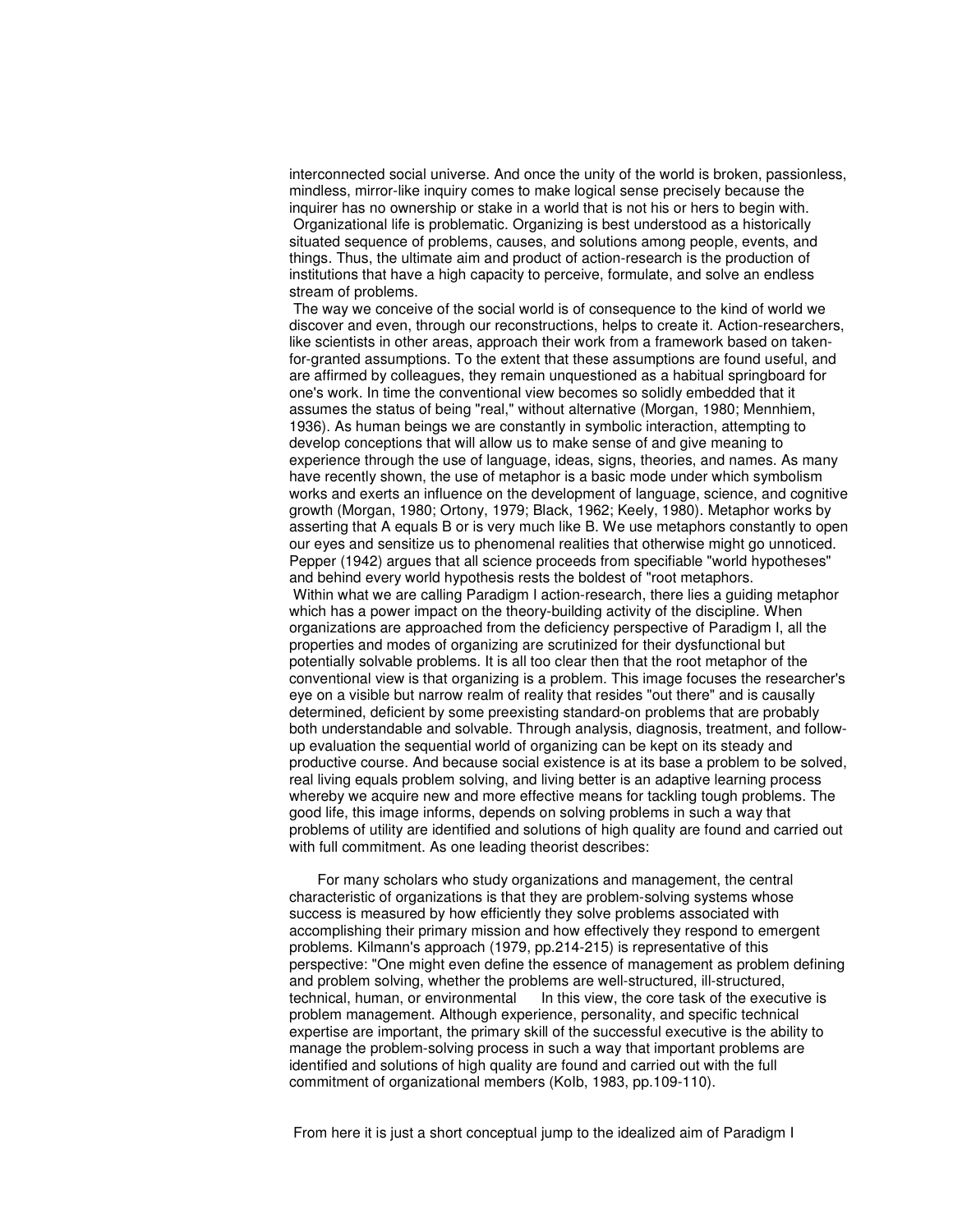interconnected social universe. And once the unity of the world is broken, passionless, mindless, mirror-like inquiry comes to make logical sense precisely because the inquirer has no ownership or stake in a world that is not his or hers to begin with.

Organizational life is problematic. Organizing is best understood as a historically situated sequence of problems, causes, and solutions among people, events, and things. Thus, the ultimate aim and product of action-research is the production of institutions that have a high capacity to perceive, formulate, and solve an endless stream of problems.

The way we conceive of the social world is of consequence to the kind of world we discover and even, through our reconstructions, helps to create it. Action-researchers, like scientists in other areas, approach their work from a framework based on taken-for-granted assumptions. To the extent that these assumptions are found useful, and are affirmed by colleagues, they remain unquestioned as a habitual springboard for one's work. In time the conventional view becomes so solidly embedded that it assumes the status of being "real," without alternative (Morgan, 1980; Mennhiem, 1936). As human beings we are constantly in symbolic interaction, attempting to develop conceptions that will allow us to make sense of and give meaning to experience through the use of language, ideas, signs, theories, and names. As many have recently shown, the use of metaphor is a basic mode under which symbolism works and exerts an influence on the development of language, science, and cognitive growth (Morgan, 1980; Ortony, 1979; Black, 1962; Keely, 1980). Metaphor works by asserting that A equals B or is very much like B. We use metaphors constantly to open our eyes and sensitize us to phenomenal realities that otherwise might go unnoticed. Pepper (1942) argues that all science proceeds from specifiable "world hypotheses" and behind every world hypothesis rests the boldest of "root metaphors.

Within what we are calling Paradigm I action-research, there lies a guiding metaphor which has a power impact on the theory-building activity of the discipline. When organizations are approached from the deficiency perspective of Paradigm I, all the properties and modes of organizing are scrutinized for their dysfunctional but potentially solvable problems. It is all too clear then that the root metaphor of the conventional view is that organizing is a problem. This image focuses the researcher's eye on a visible but narrow realm of reality that resides "out there" and is causally determined, deficient by some preexisting standard-on problems that are probably both understandable and solvable. Through analysis, diagnosis, treatment, and follow-up evaluation the sequential world of organizing can be kept on its steady and productive course. And because social existence is at its base a problem to be solved, real living equals problem solving, and living better is an adaptive learning process whereby we acquire new and more effective means for tackling tough problems. The good life, this image informs, depends on solving problems in such a way that problems of utility are identified and solutions of high quality are found and carried out with full commitment. As one leading theorist describes:

> For many scholars who study organizations and management, the central characteristic of organizations is that they are problem-solving systems whose success is measured by how efficiently they solve problems associated with accomplishing their primary mission and how effectively they respond to emergent problems. Kilmann's approach (1979, pp.214-215) is representative of this perspective: "One might even define the essence of management as problem defining and problem solving, whether the problems are well-structured, ill-structured, technical, human, or environmental In this view, the core task of the executive is problem management. Although experience, personality, and specific technical expertise are important, the primary skill of the successful executive is the ability to manage the problem-solving process in such a way that important problems are identified and solutions of high quality are found and carried out with the full commitment of organizational members (Kolb, 1983, pp.109-110).

From here it is just a short conceptual jump to the idealized aim of Paradigm I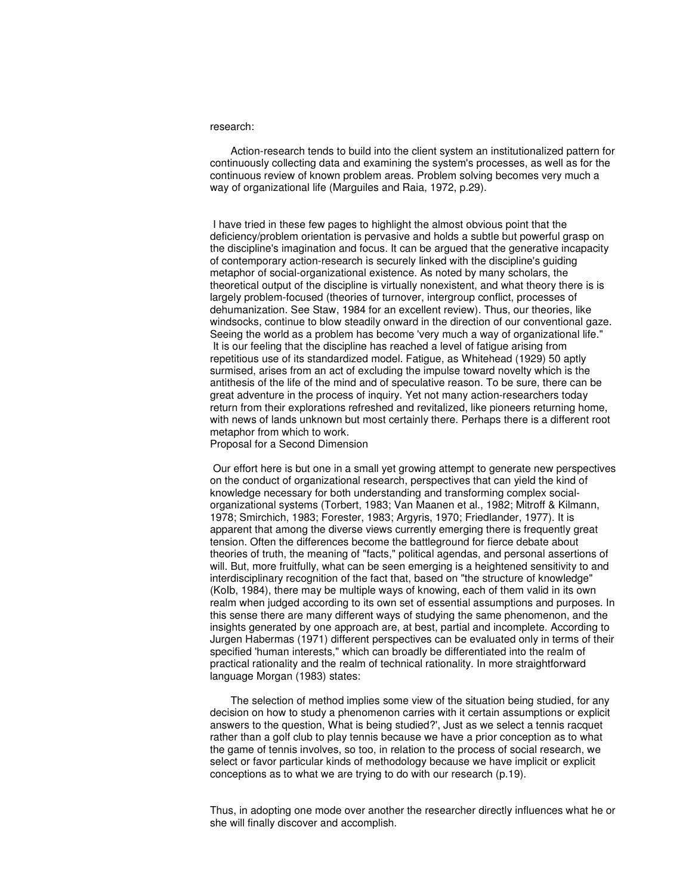research:

> Action-research tends to build into the client system an institutionalized pattern for continuously collecting data and examining the system's processes, as well as for the continuous review of known problem areas. Problem solving becomes very much a way of organizational life (Marguiles and Raia, 1972, p.29).

I have tried in these few pages to highlight the almost obvious point that the deficiency/problem orientation is pervasive and holds a subtle but powerful grasp on the discipline's imagination and focus. It can be argued that the generative incapacity of contemporary action-research is securely linked with the discipline's guiding metaphor of social-organizational existence. As noted by many scholars, the theoretical output of the discipline is virtually nonexistent, and what theory there is is largely problem-focused (theories of turnover, intergroup conflict, processes of dehumanization. See Staw, 1984 for an excellent review). Thus, our theories, like windsocks, continue to blow steadily onward in the direction of our conventional gaze. Seeing the world as a problem has become 'very much a way of organizational life."

It is our feeling that the discipline has reached a level of fatigue arising from repetitious use of its standardized model. Fatigue, as Whitehead (1929) 50 aptly surmised, arises from an act of excluding the impulse toward novelty which is the antithesis of the life of the mind and of speculative reason. To be sure, there can be great adventure in the process of inquiry. Yet not many action-researchers today return from their explorations refreshed and revitalized, like pioneers returning home, with news of lands unknown but most certainly there. Perhaps there is a different root metaphor from which to work.

## Proposal for a Second Dimension

Our effort here is but one in a small yet growing attempt to generate new perspectives on the conduct of organizational research, perspectives that can yield the kind of knowledge necessary for both understanding and transforming complex social-organizational systems (Torbert, 1983; Van Maanen et al., 1982; Mitroff & Kilmann, 1978; Smirchich, 1983; Forester, 1983; Argyris, 1970; Friedlander, 1977). It is apparent that among the diverse views currently emerging there is frequently great tension. Often the differences become the battleground for fierce debate about theories of truth, the meaning of "facts," political agendas, and personal assertions of will. But, more fruitfully, what can be seen emerging is a heightened sensitivity to and interdisciplinary recognition of the fact that, based on "the structure of knowledge" (Kolb, 1984), there may be multiple ways of knowing, each of them valid in its own realm when judged according to its own set of essential assumptions and purposes. In this sense there are many different ways of studying the same phenomenon, and the insights generated by one approach are, at best, partial and incomplete. According to Jurgen Habermas (1971) different perspectives can be evaluated only in terms of their specified 'human interests," which can broadly be differentiated into the realm of practical rationality and the realm of technical rationality. In more straightforward language Morgan (1983) states:

> The selection of method implies some view of the situation being studied, for any decision on how to study a phenomenon carries with it certain assumptions or explicit answers to the question, What is being studied?', Just as we select a tennis racquet rather than a golf club to play tennis because we have a prior conception as to what the game of tennis involves, so too, in relation to the process of social research, we select or favor particular kinds of methodology because we have implicit or explicit conceptions as to what we are trying to do with our research (p.19).

Thus, in adopting one mode over another the researcher directly influences what he or she will finally discover and accomplish.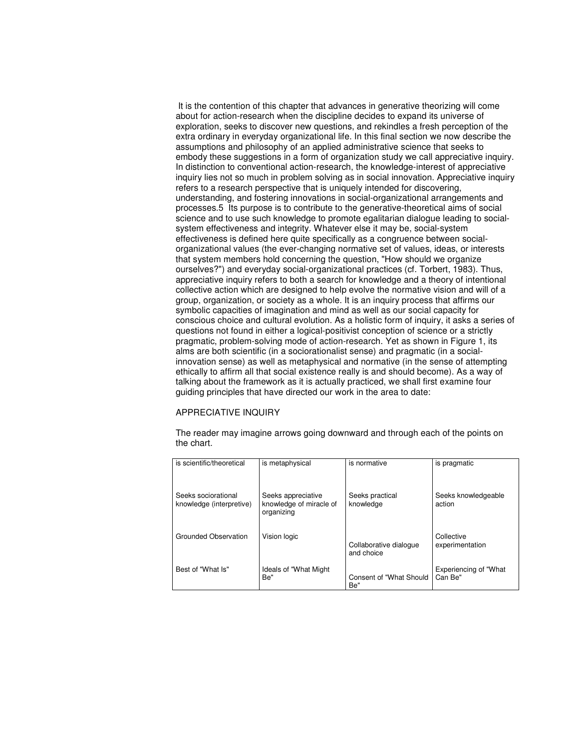It is the contention of this chapter that advances in generative theorizing will come about for action-research when the discipline decides to expand its universe of exploration, seeks to discover new questions, and rekindles a fresh perception of the extra ordinary in everyday organizational life. In this final section we now describe the assumptions and philosophy of an applied administrative science that seeks to embody these suggestions in a form of organization study we call appreciative inquiry. In distinction to conventional action-research, the knowledge-interest of appreciative inquiry lies not so much in problem solving as in social innovation. Appreciative inquiry refers to a research perspective that is uniquely intended for discovering, understanding, and fostering innovations in social-organizational arrangements and processes.5 Its purpose is to contribute to the generative-theoretical aims of social science and to use such knowledge to promote egalitarian dialogue leading to social-system effectiveness and integrity. Whatever else it may be, social-system effectiveness is defined here quite specifically as a congruence between social-organizational values (the ever-changing normative set of values, ideas, or interests that system members hold concerning the question, "How should we organize ourselves?") and everyday social-organizational practices (cf. Torbert, 1983). Thus, appreciative inquiry refers to both a search for knowledge and a theory of intentional collective action which are designed to help evolve the normative vision and will of a group, organization, or society as a whole. It is an inquiry process that affirms our symbolic capacities of imagination and mind as well as our social capacity for conscious choice and cultural evolution. As a holistic form of inquiry, it asks a series of questions not found in either a logical-positivist conception of science or a strictly pragmatic, problem-solving mode of action-research. Yet as shown in Figure 1, its alms are both scientific (in a sociorationalist sense) and pragmatic (in a social-innovation sense) as well as metaphysical and normative (in the sense of attempting ethically to affirm all that social existence really is and should become). As a way of talking about the framework as it is actually practiced, we shall first examine four guiding principles that have directed our work in the area to date:

APPRECIATIVE INQUIRY

The reader may imagine arrows going downward and through each of the points on the chart.

| is scientific/theoretical | is metaphysical | is normative | is pragmatic |
|---|---|---|---|
| Seeks sociorational knowledge (interpretive) | Seeks appreciative knowledge of miracle of organizing | Seeks practical knowledge | Seeks knowledgeable action |
| Grounded Observation | Vision logic | Collaborative dialogue and choice | Collective experimentation |
| Best of "What Is" | Ideals of "What Might Be" | Consent of "What Should Be" | Experiencing of "What Can Be" |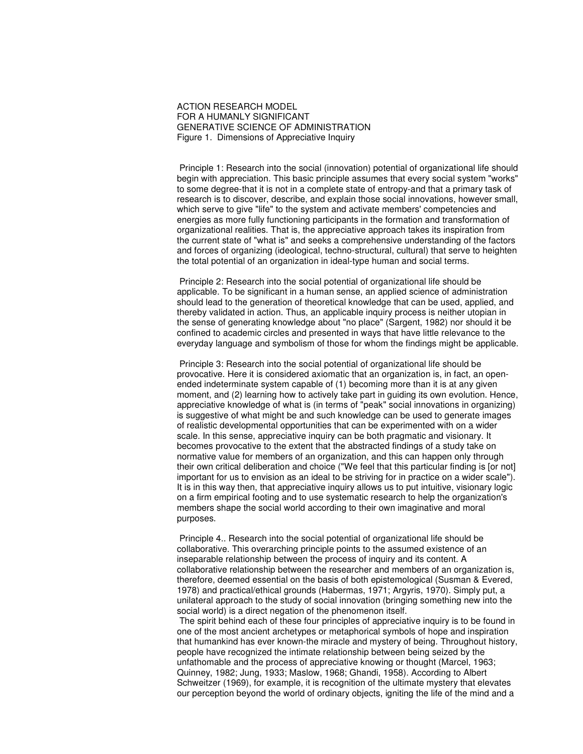ACTION RESEARCH MODEL
FOR A HUMANLY SIGNIFICANT
GENERATIVE SCIENCE OF ADMINISTRATION
Figure 1. Dimensions of Appreciative Inquiry

Principle 1: Research into the social (innovation) potential of organizational life should begin with appreciation. This basic principle assumes that every social system "works" to some degree-that it is not in a complete state of entropy-and that a primary task of research is to discover, describe, and explain those social innovations, however small, which serve to give "life" to the system and activate members' competencies and energies as more fully functioning participants in the formation and transformation of organizational realities. That is, the appreciative approach takes its inspiration from the current state of "what is" and seeks a comprehensive understanding of the factors and forces of organizing (ideological, techno-structural, cultural) that serve to heighten the total potential of an organization in ideal-type human and social terms.

Principle 2: Research into the social potential of organizational life should be applicable. To be significant in a human sense, an applied science of administration should lead to the generation of theoretical knowledge that can be used, applied, and thereby validated in action. Thus, an applicable inquiry process is neither utopian in the sense of generating knowledge about "no place" (Sargent, 1982) nor should it be confined to academic circles and presented in ways that have little relevance to the everyday language and symbolism of those for whom the findings might be applicable.

Principle 3: Research into the social potential of organizational life should be provocative. Here it is considered axiomatic that an organization is, in fact, an open-ended indeterminate system capable of (1) becoming more than it is at any given moment, and (2) learning how to actively take part in guiding its own evolution. Hence, appreciative knowledge of what is (in terms of "peak" social innovations in organizing) is suggestive of what might be and such knowledge can be used to generate images of realistic developmental opportunities that can be experimented with on a wider scale. In this sense, appreciative inquiry can be both pragmatic and visionary. It becomes provocative to the extent that the abstracted findings of a study take on normative value for members of an organization, and this can happen only through their own critical deliberation and choice ("We feel that this particular finding is [or not] important for us to envision as an ideal to be striving for in practice on a wider scale"). It is in this way then, that appreciative inquiry allows us to put intuitive, visionary logic on a firm empirical footing and to use systematic research to help the organization's members shape the social world according to their own imaginative and moral purposes.

Principle 4.. Research into the social potential of organizational life should be collaborative. This overarching principle points to the assumed existence of an inseparable relationship between the process of inquiry and its content. A collaborative relationship between the researcher and members of an organization is, therefore, deemed essential on the basis of both epistemological (Susman & Evered, 1978) and practical/ethical grounds (Habermas, 1971; Argyris, 1970). Simply put, a unilateral approach to the study of social innovation (bringing something new into the social world) is a direct negation of the phenomenon itself.

The spirit behind each of these four principles of appreciative inquiry is to be found in one of the most ancient archetypes or metaphorical symbols of hope and inspiration that humankind has ever known-the miracle and mystery of being. Throughout history, people have recognized the intimate relationship between being seized by the unfathomable and the process of appreciative knowing or thought (Marcel, 1963; Quinney, 1982; Jung, 1933; Maslow, 1968; Ghandi, 1958). According to Albert Schweitzer (1969), for example, it is recognition of the ultimate mystery that elevates our perception beyond the world of ordinary objects, igniting the life of the mind and a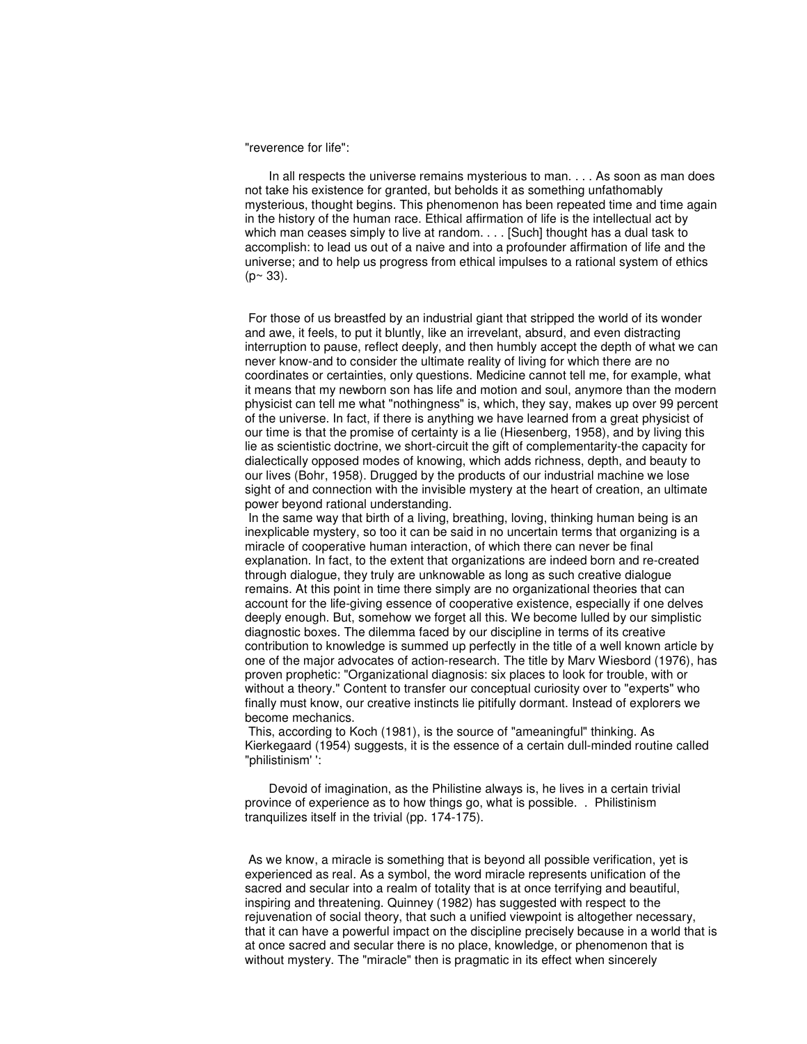"reverence for life":

> In all respects the universe remains mysterious to man. . . . As soon as man does not take his existence for granted, but beholds it as something unfathomably mysterious, thought begins. This phenomenon has been repeated time and time again in the history of the human race. Ethical affirmation of life is the intellectual act by which man ceases simply to live at random. . . . [Such] thought has a dual task to accomplish: to lead us out of a naive and into a profounder affirmation of life and the universe; and to help us progress from ethical impulses to a rational system of ethics (p~ 33).

For those of us breastfed by an industrial giant that stripped the world of its wonder and awe, it feels, to put it bluntly, like an irrevelant, absurd, and even distracting interruption to pause, reflect deeply, and then humbly accept the depth of what we can never know-and to consider the ultimate reality of living for which there are no coordinates or certainties, only questions. Medicine cannot tell me, for example, what it means that my newborn son has life and motion and soul, anymore than the modern physicist can tell me what "nothingness" is, which, they say, makes up over 99 percent of the universe. In fact, if there is anything we have learned from a great physicist of our time is that the promise of certainty is a lie (Hiesenberg, 1958), and by living this lie as scientistic doctrine, we short-circuit the gift of complementarity-the capacity for dialectically opposed modes of knowing, which adds richness, depth, and beauty to our lives (Bohr, 1958). Drugged by the products of our industrial machine we lose sight of and connection with the invisible mystery at the heart of creation, an ultimate power beyond rational understanding.

In the same way that birth of a living, breathing, loving, thinking human being is an inexplicable mystery, so too it can be said in no uncertain terms that organizing is a miracle of cooperative human interaction, of which there can never be final explanation. In fact, to the extent that organizations are indeed born and re-created through dialogue, they truly are unknowable as long as such creative dialogue remains. At this point in time there simply are no organizational theories that can account for the life-giving essence of cooperative existence, especially if one delves deeply enough. But, somehow we forget all this. We become lulled by our simplistic diagnostic boxes. The dilemma faced by our discipline in terms of its creative contribution to knowledge is summed up perfectly in the title of a well known article by one of the major advocates of action-research. The title by Marv Wiesbord (1976), has proven prophetic: "Organizational diagnosis: six places to look for trouble, with or without a theory." Content to transfer our conceptual curiosity over to "experts" who finally must know, our creative instincts lie pitifully dormant. Instead of explorers we become mechanics.

This, according to Koch (1981), is the source of "ameaningful" thinking. As Kierkegaard (1954) suggests, it is the essence of a certain dull-minded routine called "philistinism' ':

> Devoid of imagination, as the Philistine always is, he lives in a certain trivial province of experience as to how things go, what is possible. . Philistinism tranquilizes itself in the trivial (pp. 174-175).

As we know, a miracle is something that is beyond all possible verification, yet is experienced as real. As a symbol, the word miracle represents unification of the sacred and secular into a realm of totality that is at once terrifying and beautiful, inspiring and threatening. Quinney (1982) has suggested with respect to the rejuvenation of social theory, that such a unified viewpoint is altogether necessary, that it can have a powerful impact on the discipline precisely because in a world that is at once sacred and secular there is no place, knowledge, or phenomenon that is without mystery. The "miracle" then is pragmatic in its effect when sincerely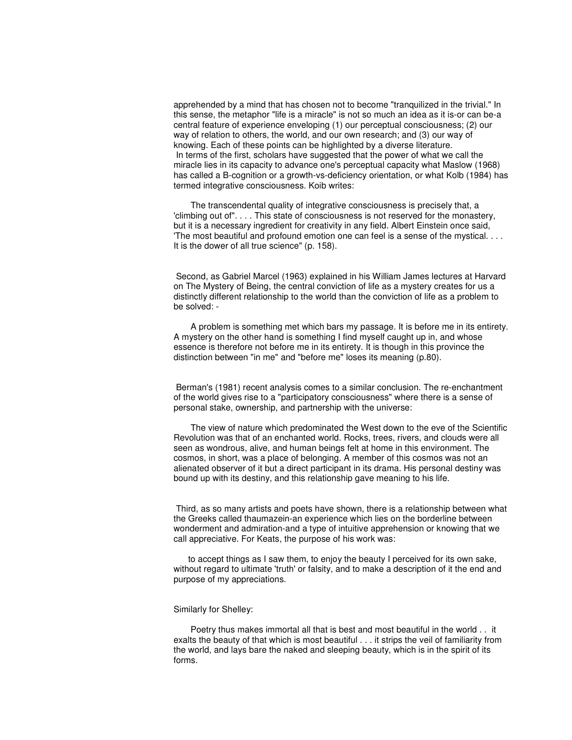apprehended by a mind that has chosen not to become "tranquilized in the trivial." In this sense, the metaphor "life is a miracle" is not so much an idea as it is-or can be-a central feature of experience enveloping (1) our perceptual consciousness; (2) our way of relation to others, the world, and our own research; and (3) our way of knowing. Each of these points can be highlighted by a diverse literature.

In terms of the first, scholars have suggested that the power of what we call the miracle lies in its capacity to advance one's perceptual capacity what Maslow (1968) has called a B-cognition or a growth-vs-deficiency orientation, or what Kolb (1984) has termed integrative consciousness. Koib writes:

> The transcendental quality of integrative consciousness is precisely that, a 'climbing out of". . . . This state of consciousness is not reserved for the monastery, but it is a necessary ingredient for creativity in any field. Albert Einstein once said, 'The most beautiful and profound emotion one can feel is a sense of the mystical. . . . It is the dower of all true science" (p. 158).

Second, as Gabriel Marcel (1963) explained in his William James lectures at Harvard on The Mystery of Being, the central conviction of life as a mystery creates for us a distinctly different relationship to the world than the conviction of life as a problem to be solved: -

> A problem is something met which bars my passage. It is before me in its entirety. A mystery on the other hand is something I find myself caught up in, and whose essence is therefore not before me in its entirety. It is though in this province the distinction between "in me" and "before me" loses its meaning (p.80).

Berman's (1981) recent analysis comes to a similar conclusion. The re-enchantment of the world gives rise to a "participatory consciousness" where there is a sense of personal stake, ownership, and partnership with the universe:

> The view of nature which predominated the West down to the eve of the Scientific Revolution was that of an enchanted world. Rocks, trees, rivers, and clouds were all seen as wondrous, alive, and human beings felt at home in this environment. The cosmos, in short, was a place of belonging. A member of this cosmos was not an alienated observer of it but a direct participant in its drama. His personal destiny was bound up with its destiny, and this relationship gave meaning to his life.

Third, as so many artists and poets have shown, there is a relationship between what the Greeks called thaumazein-an experience which lies on the borderline between wonderment and admiration-and a type of intuitive apprehension or knowing that we call appreciative. For Keats, the purpose of his work was:

> to accept things as I saw them, to enjoy the beauty I perceived for its own sake, without regard to ultimate 'truth' or falsity, and to make a description of it the end and purpose of my appreciations.

Similarly for Shelley:

> Poetry thus makes immortal all that is best and most beautiful in the world . . it exalts the beauty of that which is most beautiful . . . it strips the veil of familiarity from the world, and lays bare the naked and sleeping beauty, which is in the spirit of its forms.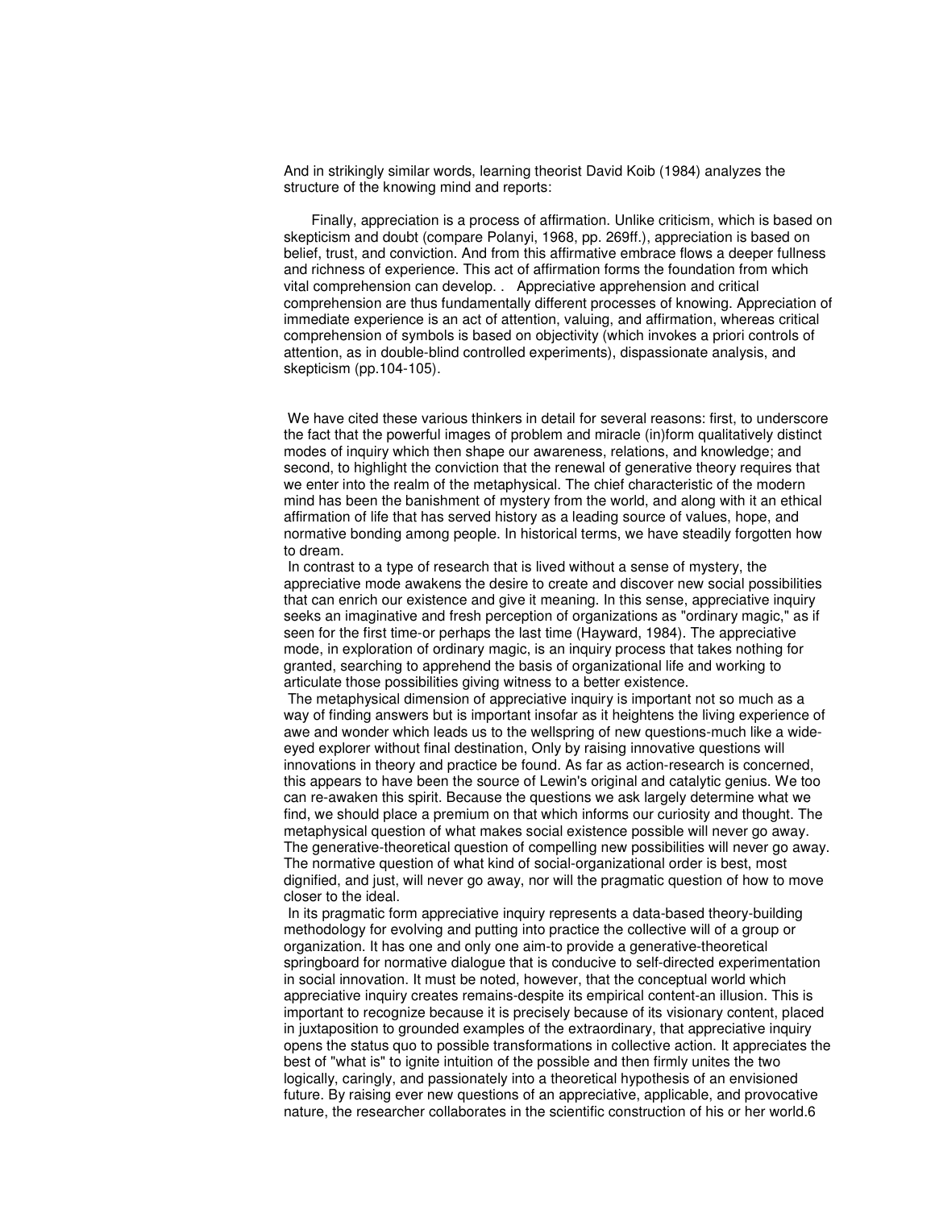And in strikingly similar words, learning theorist David Koib (1984) analyzes the structure of the knowing mind and reports:

> Finally, appreciation is a process of affirmation. Unlike criticism, which is based on skepticism and doubt (compare Polanyi, 1968, pp. 269ff.), appreciation is based on belief, trust, and conviction. And from this affirmative embrace flows a deeper fullness and richness of experience. This act of affirmation forms the foundation from which vital comprehension can develop. . Appreciative apprehension and critical comprehension are thus fundamentally different processes of knowing. Appreciation of immediate experience is an act of attention, valuing, and affirmation, whereas critical comprehension of symbols is based on objectivity (which invokes a priori controls of attention, as in double-blind controlled experiments), dispassionate analysis, and skepticism (pp.104-105).

We have cited these various thinkers in detail for several reasons: first, to underscore the fact that the powerful images of problem and miracle (in)form qualitatively distinct modes of inquiry which then shape our awareness, relations, and knowledge; and second, to highlight the conviction that the renewal of generative theory requires that we enter into the realm of the metaphysical. The chief characteristic of the modern mind has been the banishment of mystery from the world, and along with it an ethical affirmation of life that has served history as a leading source of values, hope, and normative bonding among people. In historical terms, we have steadily forgotten how to dream.

In contrast to a type of research that is lived without a sense of mystery, the appreciative mode awakens the desire to create and discover new social possibilities that can enrich our existence and give it meaning. In this sense, appreciative inquiry seeks an imaginative and fresh perception of organizations as "ordinary magic," as if seen for the first time-or perhaps the last time (Hayward, 1984). The appreciative mode, in exploration of ordinary magic, is an inquiry process that takes nothing for granted, searching to apprehend the basis of organizational life and working to articulate those possibilities giving witness to a better existence.

The metaphysical dimension of appreciative inquiry is important not so much as a way of finding answers but is important insofar as it heightens the living experience of awe and wonder which leads us to the wellspring of new questions-much like a wide-eyed explorer without final destination, Only by raising innovative questions will innovations in theory and practice be found. As far as action-research is concerned, this appears to have been the source of Lewin's original and catalytic genius. We too can re-awaken this spirit. Because the questions we ask largely determine what we find, we should place a premium on that which informs our curiosity and thought. The metaphysical question of what makes social existence possible will never go away. The generative-theoretical question of compelling new possibilities will never go away. The normative question of what kind of social-organizational order is best, most dignified, and just, will never go away, nor will the pragmatic question of how to move closer to the ideal.

In its pragmatic form appreciative inquiry represents a data-based theory-building methodology for evolving and putting into practice the collective will of a group or organization. It has one and only one aim-to provide a generative-theoretical springboard for normative dialogue that is conducive to self-directed experimentation in social innovation. It must be noted, however, that the conceptual world which appreciative inquiry creates remains-despite its empirical content-an illusion. This is important to recognize because it is precisely because of its visionary content, placed in juxtaposition to grounded examples of the extraordinary, that appreciative inquiry opens the status quo to possible transformations in collective action. It appreciates the best of "what is" to ignite intuition of the possible and then firmly unites the two logically, caringly, and passionately into a theoretical hypothesis of an envisioned future. By raising ever new questions of an appreciative, applicable, and provocative nature, the researcher collaborates in the scientific construction of his or her world.6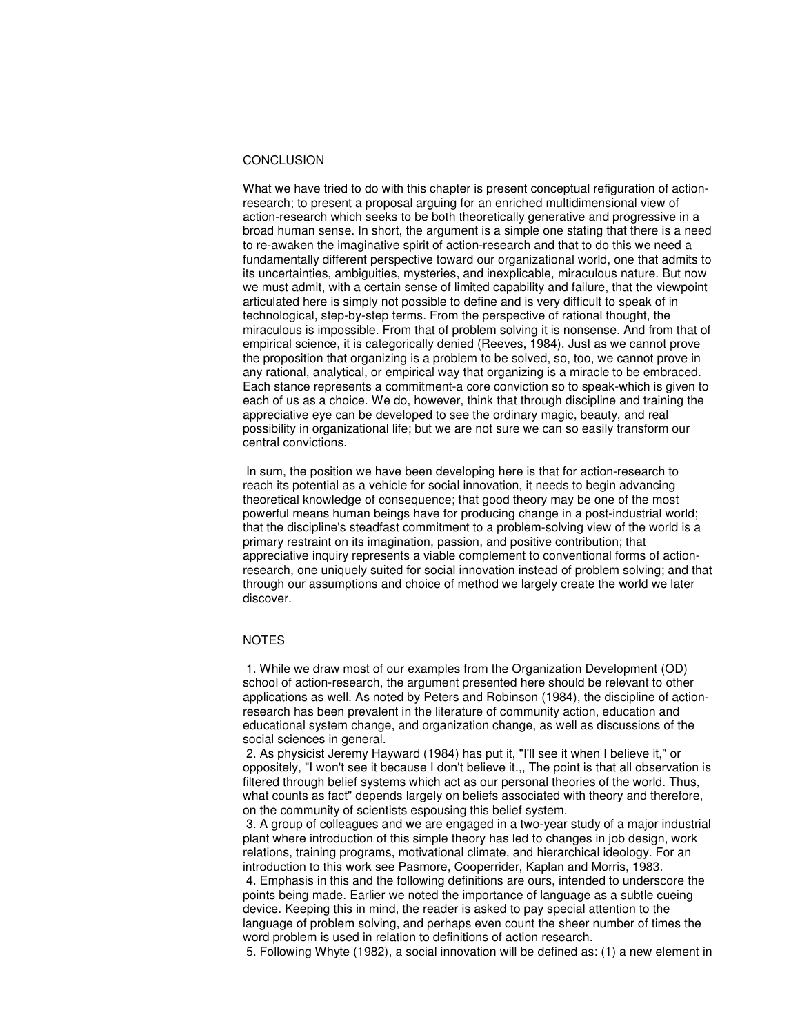## CONCLUSION

What we have tried to do with this chapter is present conceptual refiguration of action-research; to present a proposal arguing for an enriched multidimensional view of action-research which seeks to be both theoretically generative and progressive in a broad human sense. In short, the argument is a simple one stating that there is a need to re-awaken the imaginative spirit of action-research and that to do this we need a fundamentally different perspective toward our organizational world, one that admits to its uncertainties, ambiguities, mysteries, and inexplicable, miraculous nature. But now we must admit, with a certain sense of limited capability and failure, that the viewpoint articulated here is simply not possible to define and is very difficult to speak of in technological, step-by-step terms. From the perspective of rational thought, the miraculous is impossible. From that of problem solving it is nonsense. And from that of empirical science, it is categorically denied (Reeves, 1984). Just as we cannot prove the proposition that organizing is a problem to be solved, so, too, we cannot prove in any rational, analytical, or empirical way that organizing is a miracle to be embraced. Each stance represents a commitment-a core conviction so to speak-which is given to each of us as a choice. We do, however, think that through discipline and training the appreciative eye can be developed to see the ordinary magic, beauty, and real possibility in organizational life; but we are not sure we can so easily transform our central convictions.

In sum, the position we have been developing here is that for action-research to reach its potential as a vehicle for social innovation, it needs to begin advancing theoretical knowledge of consequence; that good theory may be one of the most powerful means human beings have for producing change in a post-industrial world; that the discipline's steadfast commitment to a problem-solving view of the world is a primary restraint on its imagination, passion, and positive contribution; that appreciative inquiry represents a viable complement to conventional forms of action-research, one uniquely suited for social innovation instead of problem solving; and that through our assumptions and choice of method we largely create the world we later discover.

## NOTES

1. While we draw most of our examples from the Organization Development (OD) school of action-research, the argument presented here should be relevant to other applications as well. As noted by Peters and Robinson (1984), the discipline of action-research has been prevalent in the literature of community action, education and educational system change, and organization change, as well as discussions of the social sciences in general.
2. As physicist Jeremy Hayward (1984) has put it, "I'll see it when I believe it," or oppositely, "I won't see it because I don't believe it.,, The point is that all observation is filtered through belief systems which act as our personal theories of the world. Thus, what counts as fact" depends largely on beliefs associated with theory and therefore, on the community of scientists espousing this belief system.
3. A group of colleagues and we are engaged in a two-year study of a major industrial plant where introduction of this simple theory has led to changes in job design, work relations, training programs, motivational climate, and hierarchical ideology. For an introduction to this work see Pasmore, Cooperrider, Kaplan and Morris, 1983.
4. Emphasis in this and the following definitions are ours, intended to underscore the points being made. Earlier we noted the importance of language as a subtle cueing device. Keeping this in mind, the reader is asked to pay special attention to the language of problem solving, and perhaps even count the sheer number of times the word problem is used in relation to definitions of action research.
5. Following Whyte (1982), a social innovation will be defined as: (1) a new element in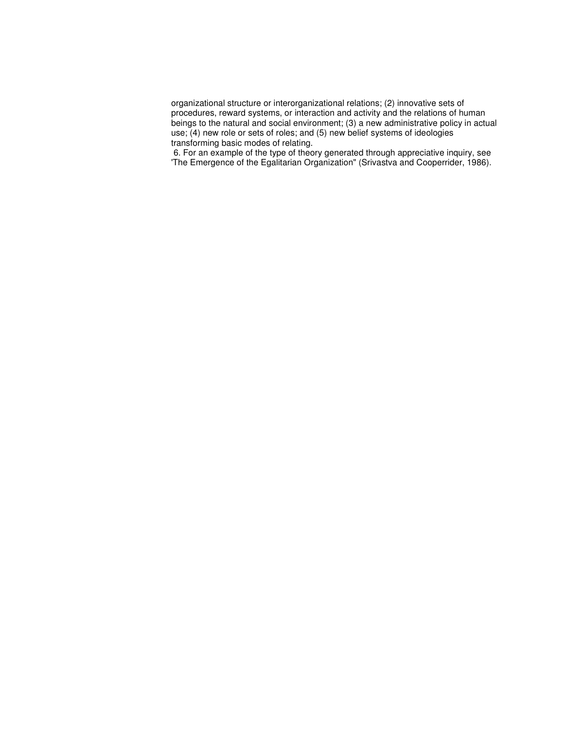organizational structure or interorganizational relations; (2) innovative sets of procedures, reward systems, or interaction and activity and the relations of human beings to the natural and social environment; (3) a new administrative policy in actual use; (4) new role or sets of roles; and (5) new belief systems of ideologies transforming basic modes of relating.

6. For an example of the type of theory generated through appreciative inquiry, see 'The Emergence of the Egalitarian Organization" (Srivastva and Cooperrider, 1986).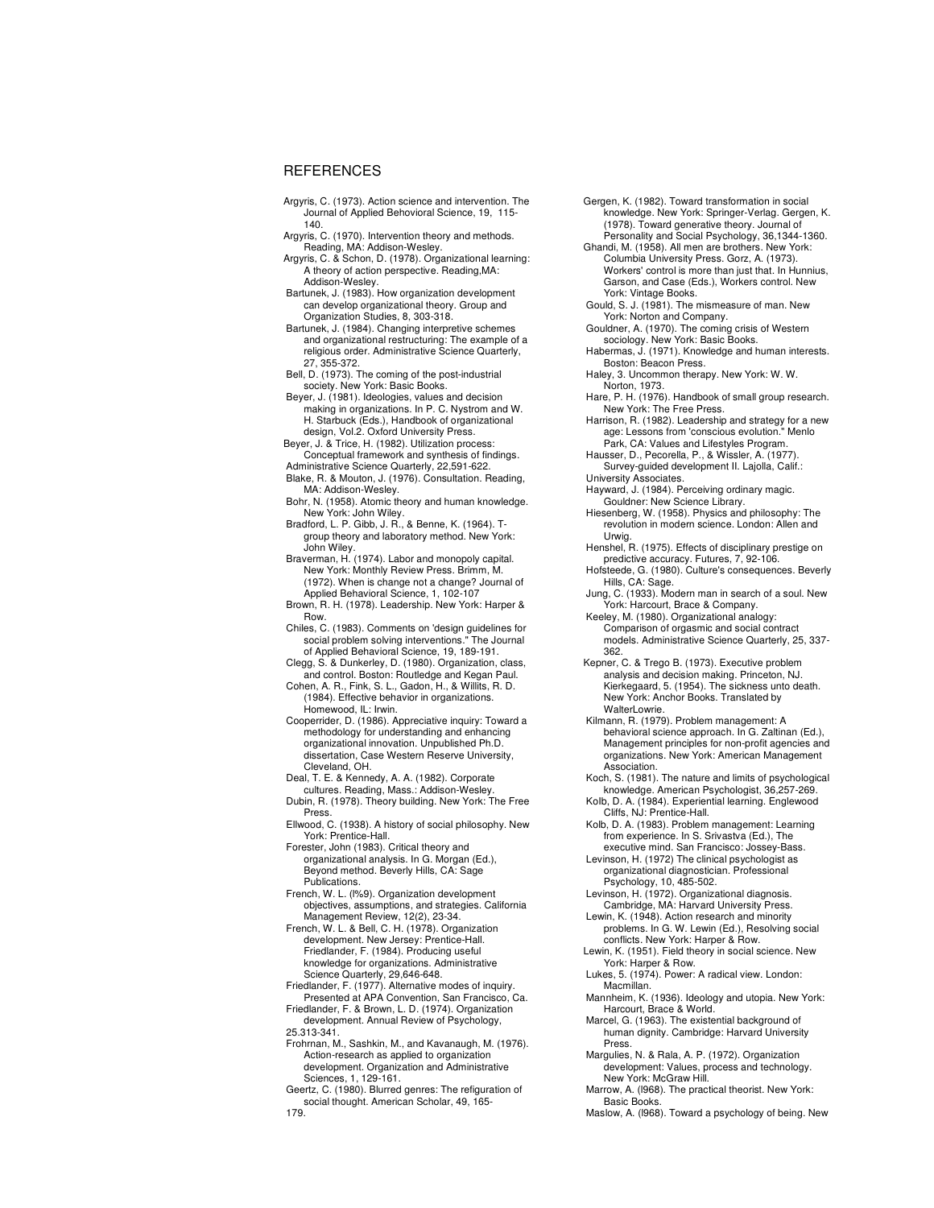## REFERENCES

Argyris, C. (1973). Action science and intervention. The Journal of Applied Behovioral Science, 19, 115-140.

Argyris, C. (1970). Intervention theory and methods. Reading, MA: Addison-Wesley.

Argyris, C. & Schon, D. (1978). Organizational learning: A theory of action perspective. Reading,MA: Addison-Wesley.

Bartunek, J. (1983). How organization development can develop organizational theory. Group and Organization Studies, 8, 303-318.

Bartunek, J. (1984). Changing interpretive schemes and organizational restructuring: The example of a religious order. Administrative Science Quarterly, 27, 355-372.

Bell, D. (1973). The coming of the post-industrial society. New York: Basic Books.

Beyer, J. (1981). Ideologies, values and decision making in organizations. In P. C. Nystrom and W. H. Starbuck (Eds.), Handbook of organizational design, Vol.2. Oxford University Press.

Beyer, J. & Trice, H. (1982). Utilization process: Conceptual framework and synthesis of findings. Administrative Science Quarterly, 22,591-622.

Blake, R. & Mouton, J. (1976). Consultation. Reading, MA: Addison-Wesley.

Bohr, N. (1958). Atomic theory and human knowledge. New York: John Wiley.

Bradford, L. P. Gibb, J. R., & Benne, K. (1964). T-group theory and laboratory method. New York: John Wiley.

Braverman, H. (1974). Labor and monopoly capital. New York: Monthly Reviewe Press. Brimm, M. (1972). When is change not a change? Journal of Applied Behavioral Science, 1, 102-107

Brown, R. H. (1978). Leadership. New York: Harper & Row.

Chiles, C. (1983). Comments on 'design guidelines for social problem solving interventions." The Journal of Applied Behavioral Science, 19, 189-191.

Clegg, S. & Dunkerley, D. (1980). Organization, class, and control. Boston: Routledge and Kegan Paul.

Cohen, A. R., Fink, S. L., Gadon, H., & Willits, R. D. (1984). Effective behavior in organizations. Homewood, IL: Irwin.

Cooperrider, D. (1986). Appreciative inquiry: Toward a methodology for understanding and enhancing organizational innovation. Unpublished Ph.D. dissertation, Case Western Reserve University, Cleveland, OH.

Deal, T. E. & Kennedy, A. A. (1982). Corporate cultures. Reading, Mass.: Addison-Wesley.

Dubin, R. (1978). Theory building. New York: The Free Press.

Ellwood, C. (1938). A history of social philosophy. New York: Prentice-Hall.

Forester, John (1983). Critical theory and organizational analysis. In G. Morgan (Ed.), Beyond method. Beverly Hills, CA: Sage Publications.

French, W. L. (l%9). Organization development objectives, assumptions, and strategies. California Management Review, 12(2), 23-34.

French, W. L. & Bell, C. H. (1978). Organization development. New Jersey: Prentice-Hall. Friedlander, F. (1984). Producing useful knowledge for organizations. Administrative Science Quarterly, 29,646-648.

Friedlander, F. (1977). Alternative modes of inquiry. Presented at APA Convention, San Francisco, Ca.

Friedlander, F. & Brown, L. D. (1974). Organization development. Annual Review of Psychology, 25.313-341.

Frohrnan, M., Sashkin, M., and Kavanaugh, M. (1976). Action-research as applied to organization development. Organization and Administrative Sciences, 1, 129-161.

Geertz, C. (1980). Blurred genres: The refiguration of social thought. American Scholar, 49, 165-179.

Gergen, K. (1982). Toward transformation in social knowledge. New York: Springer-Verlag. Gergen, K. (1978). Toward generative theory. Journal of Personality and Social Psychology, 36,1344-1360.

Ghandi, M. (1958). All men are brothers. New York: Columbia University Press. Gorz, A. (1973). Workers' control is more than just that. In Hunnius, Garson, and Case (Eds.), Workers control. New York: Vintage Books.

Gould, S. J. (1981). The mismeasure of man. New York: Norton and Company.

Gouldner, A. (1970). The coming crisis of Western sociology. New York: Basic Books.

Habermas, J. (1971). Knowledge and human interests. Boston: Beacon Press.

Haley, 3. Uncommon therapy. New York: W. W. Norton, 1973.

Hare, P. H. (1976). Handbook of small group research. New York: The Free Press.

Harrison, R. (1982). Leadership and strategy for a new age: Lessons from 'conscious evolution." Menlo Park, CA: Values and Lifestyles Program.

Hausser, D., Pecorella, P., & Wissler, A. (1977). Survey-guided development II. Lajolla, Calif.: University Associates.

Hayward, J. (1984). Perceiving ordinary magic. Gouldner: New Science Library.

Hiesenberg, W. (1958). Physics and philosophy: The revolution in modern science. London: Allen and Urwig.

Henshel, R. (1975). Effects of disciplinary prestige on predictive accuracy. Futures, 7, 92-106.

Hofsteede, G. (1980). Culture's consequences. Beverly Hills, CA: Sage.

Jung, C. (1933). Modern man in search of a soul. New York: Harcourt, Brace & Company.

Keeley, M. (1980). Organizational analogy: Comparison of orgasmic and social contract models. Administrative Science Quarterly, 25, 337-362.

Kepner, C. & Trego B. (1973). Executive problem analysis and decision making. Princeton, NJ. Kierkegaard, 5. (1954). The sickness unto death. New York: Anchor Books. Translated by WalterLowrie.

Kilmann, R. (1979). Problem management: A behavioral science approach. In G. Zaltinan (Ed.), Management principles for non-profit agencies and organizations. New York: American Management Association.

Koch, S. (1981). The nature and limits of psychological knowledge. American Psychologist, 36,257-269.

Kolb, D. A. (1984). Experiential learning. Englewood Cliffs, NJ: Prentice-Hall.

Kolb, D. A. (1983). Problem management: Learning from experience. In S. Srivastva (Ed.), The executive mind. San Francisco: Jossey-Bass.

Levinson, H. (1972) The clinical psychologist as organizational diagnostician. Professional Psychology, 10, 485-502.

Levinson, H. (1972). Organizational diagnosis. Cambridge, MA: Harvard University Press.

Lewin, K. (1948). Action research and minority problems. In G. W. Lewin (Ed.), Resolving social conflicts. New York: Harper & Row.

Lewin, K. (1951). Field theory in social science. New York: Harper & Row.

Lukes, 5. (1974). Power: A radical view. London: Macmillan.

Mannheim, K. (1936). Ideology and utopia. New York: Harcourt, Brace & World.

Marcel, G. (1963). The existential background of human dignity. Cambridge: Harvard University Press.

Margulies, N. & Rala, A. P. (1972). Organization development: Values, process and technology. New York: McGraw Hill.

Marrow, A. (l968). The practical theorist. New York: Basic Books.

Maslow, A. (l968). Toward a psychology of being. New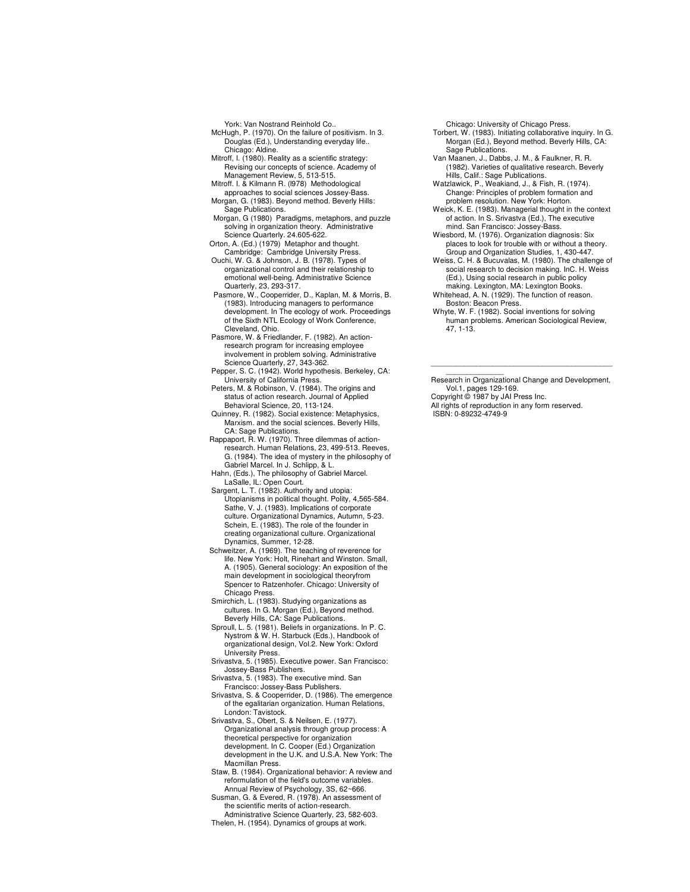York: Van Nostrand Reinhold Co..

McHugh, P. (1970). On the failure of positivism. In 3. Douglas (Ed.), Understanding everyday life.. Chicago: Aldine.

Mitroff, I. (1980). Reality as a scientific strategy: Revising our concepts of science. Academy of Management Review, 5, 513-515.

Mitroff. I. & Kilmann R. (l978) Methodological approaches to social sciences Jossey-Bass.

Morgan, G. (1983). Beyond method. Beverly Hills: Sage Publications.

Morgan, G (1980) Paradigms, metaphors, and puzzle solving in organization theory. Administrative Science Quarterly. 24.605-622.

Orton, A. (Ed.) (1979) Metaphor and thought. Cambridge: Cambridge University Press.

Ouchi, W. G. & Johnson, J. B. (1978). Types of organizational control and their relationship to emotional well-being. Administrative Science Quarterly, 23, 293-317.

Pasmore, W., Cooperrider, D., Kaplan, M. & Morris, B. (1983). Introducing managers to performance development. In The ecology of work. Proceedings of the Sixth NTL Ecology of Work Conference, Cleveland, Ohio.

Pasmore, W. & Friedlander, F. (1982). An action-research program for increasing employee involvement in problem solving. Administrative Science Quarterly, 27, 343-362.

Pepper, S. C. (1942). World hypothesis. Berkeley, CA: University of California Press.

Peters, M. & Robinson, V. (1984). The origins and status of action research. Journal of Applied Behavioral Science, 20, 113-124.

Quinney, R. (1982). Social existence: Metaphysics, Marxism. and the social sciences. Beverly Hills, CA: Sage Publications.

Rappaport, R. W. (1970). Three dilemmas of action-research. Human Relations, 23, 499-513. Reeves, G. (1984). The idea of mystery in the philosophy of Gabriel Marcel. In J. Schlipp, & L.

Hahn, (Eds.), The philosophy of Gabriel Marcel. LaSalle, IL: Open Court.

Sargent, L. T. (1982). Authority and utopia: Utopianisms in political thought. Polity, 4,565-584. Sathe, V. J. (1983). Implications of corporate culture. Organizational Dynamics, Autumn, 5-23. Schein, E. (1983). The role of the founder in creating organizational culture. Organizational Dynamics, Summer, 12-28.

Schweitzer, A. (1969). The teaching of reverence for life. New York: Holt, Rinehart and Winston. Small, A. (1905). General sociology: An exposition of the main development in sociological theoryfrom Spencer to Ratzenhofer. Chicago: University of Chicago Press.

Smirchich, L. (1983). Studying organizations as cultures. In G. Morgan (Ed.), Beyond method. Beverly Hills, CA: Sage Publications.

Sproull, L. 5. (1981). Beliefs in organizations. In P. C. Nystrom & W. H. Starbuck (Eds.), Handbook of organizational design, Vol.2. New York: Oxford University Press.

Srivastva, 5. (1985). Executive power. San Francisco: Jossey-Bass Publishers.

Srivastva, 5. (1983). The executive mind. San Francisco: Jossey-Bass Publishers.

Srivastva, S. & Cooperrider, D. (1986). The emergence of the egalitarian organization. Human Relations, London: Tavistock.

Srivastva, S., Obert, S. & Neilsen, E. (1977). Organizational analysis through group process: A theoretical perspective for organization development. In C. Cooper (Ed.) Organization development in the U.K. and U.S.A. New York: The Macmillan Press.

Staw, B. (1984). Organizational behavior: A review and reformulation of the field's outcome variables. Annual Review of Psychology, 3S, 62~666.

Susman, G. & Evered, R. (1978). An assessment of the scientific merits of action-research. Administrative Science Quarterly, 23, 582-603.

Thelen, H. (1954). Dynamics of groups at work. Chicago: University of Chicago Press.

Torbert, W. (1983). Initiating collaborative inquiry. In G. Morgan (Ed.), Beyond method. Beverly Hills, CA: Sage Publications.

Van Maanen, J., Dabbs, J. M., & Faulkner, R. R. (1982). Varieties of qualitative research. Beverly Hills, Calif.: Sage Publications.

Watzlawick, P., Weakiand, J., & Fish, R. (1974). Change: Principles of problem formation and problem resolution. New York: Horton.

Weick, K. E. (1983). Managerial thought in the context of action. In S. Srivastva (Ed.), The executive mind. San Francisco: Jossey-Bass.

Wiesbord, M. (1976). Organization diagnosis: Six places to look for trouble with or without a theory. Group and Organization Studies, 1, 430-447.

Weiss, C. H. & Bucuvalas, M. (1980). The challenge of social research to decision making. InC. H. Weiss (Ed.), Using social research in public policy making. Lexington, MA: Lexington Books.

Whitehead, A. N. (1929). The function of reason. Boston: Beacon Press.

Whyte, W. F. (1982). Social inventions for solving human problems. American Sociological Review, 47, 1-13.

---

Research in Organizational Change and Development, Vol.1, pages 129-169.

Copyright © 1987 by JAI Press Inc.

All rights of reproduction in any form reserved.

ISBN: 0-89232-4749-9